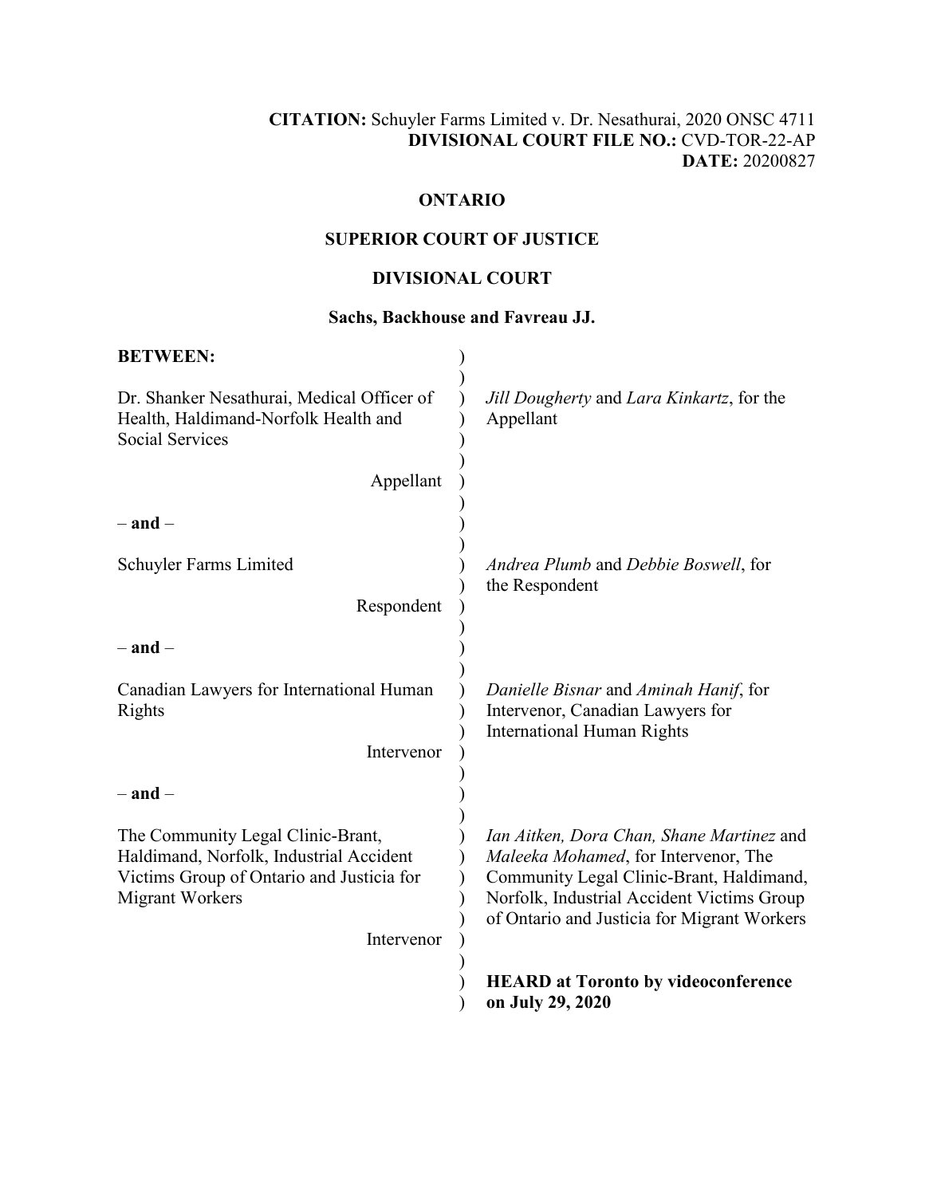**CITATION:** Schuyler Farms Limited v. Dr. Nesathurai, 2020 ONSC 4711
**DIVISIONAL COURT FILE NO.:** CVD-TOR-22-AP
**DATE:** 20200827

**ONTARIO**

**SUPERIOR COURT OF JUSTICE**

**DIVISIONAL COURT**

**Sachs, Backhouse and Favreau JJ.**

| | |
|---|---|
| **BETWEEN:** | |
| Dr. Shanker Nesathurai, Medical Officer of Health, Haldimand-Norfolk Health and Social Services<br><br>Appellant | *Jill Dougherty* and *Lara Kinkartz*, for the Appellant |
| – **and** – | |
| Schuyler Farms Limited<br><br>Respondent | *Andrea Plumb* and *Debbie Boswell*, for the Respondent |
| – **and** – | |
| Canadian Lawyers for International Human Rights<br><br>Intervenor | *Danielle Bisnar* and *Aminah Hanif*, for Intervenor, Canadian Lawyers for International Human Rights |
| – **and** – | |
| The Community Legal Clinic-Brant, Haldimand, Norfolk, Industrial Accident Victims Group of Ontario and Justicia for Migrant Workers<br><br>Intervenor | *Ian Aitken, Dora Chan, Shane Martinez* and *Maleeka Mohamed*, for Intervenor, The Community Legal Clinic-Brant, Haldimand, Norfolk, Industrial Accident Victims Group of Ontario and Justicia for Migrant Workers |
| | **HEARD at Toronto by videoconference on July 29, 2020** |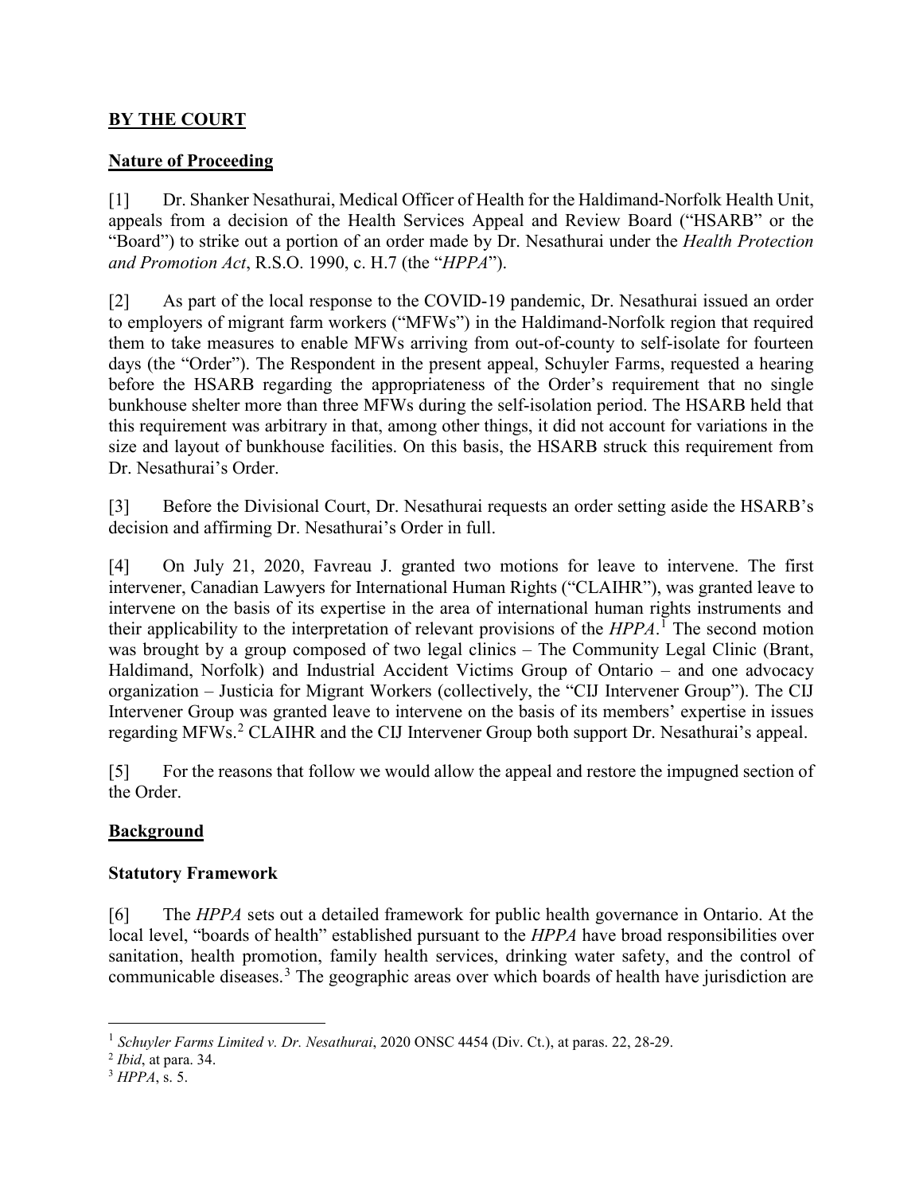## **BY THE COURT**

### **Nature of Proceeding**

[1] Dr. Shanker Nesathurai, Medical Officer of Health for the Haldimand-Norfolk Health Unit, appeals from a decision of the Health Services Appeal and Review Board ("HSARB" or the "Board") to strike out a portion of an order made by Dr. Nesathurai under the *Health Protection and Promotion Act*, R.S.O. 1990, c. H.7 (the "*HPPA*").

[2] As part of the local response to the COVID-19 pandemic, Dr. Nesathurai issued an order to employers of migrant farm workers ("MFWs") in the Haldimand-Norfolk region that required them to take measures to enable MFWs arriving from out-of-county to self-isolate for fourteen days (the "Order"). The Respondent in the present appeal, Schuyler Farms, requested a hearing before the HSARB regarding the appropriateness of the Order's requirement that no single bunkhouse shelter more than three MFWs during the self-isolation period. The HSARB held that this requirement was arbitrary in that, among other things, it did not account for variations in the size and layout of bunkhouse facilities. On this basis, the HSARB struck this requirement from Dr. Nesathurai's Order.

[3] Before the Divisional Court, Dr. Nesathurai requests an order setting aside the HSARB's decision and affirming Dr. Nesathurai's Order in full.

[4] On July 21, 2020, Favreau J. granted two motions for leave to intervene. The first intervener, Canadian Lawyers for International Human Rights ("CLAIHR"), was granted leave to intervene on the basis of its expertise in the area of international human rights instruments and their applicability to the interpretation of relevant provisions of the *HPPA*.[1] The second motion was brought by a group composed of two legal clinics – The Community Legal Clinic (Brant, Haldimand, Norfolk) and Industrial Accident Victims Group of Ontario – and one advocacy organization – Justicia for Migrant Workers (collectively, the "CIJ Intervener Group"). The CIJ Intervener Group was granted leave to intervene on the basis of its members' expertise in issues regarding MFWs.[2] CLAIHR and the CIJ Intervener Group both support Dr. Nesathurai's appeal.

[5] For the reasons that follow we would allow the appeal and restore the impugned section of the Order.

### **Background**

#### **Statutory Framework**

[6] The *HPPA* sets out a detailed framework for public health governance in Ontario. At the local level, "boards of health" established pursuant to the *HPPA* have broad responsibilities over sanitation, health promotion, family health services, drinking water safety, and the control of communicable diseases.[3] The geographic areas over which boards of health have jurisdiction are

---

[1] *Schuyler Farms Limited v. Dr. Nesathurai*, 2020 ONSC 4454 (Div. Ct.), at paras. 22, 28-29.

[2] *Ibid*, at para. 34.

[3] *HPPA*, s. 5.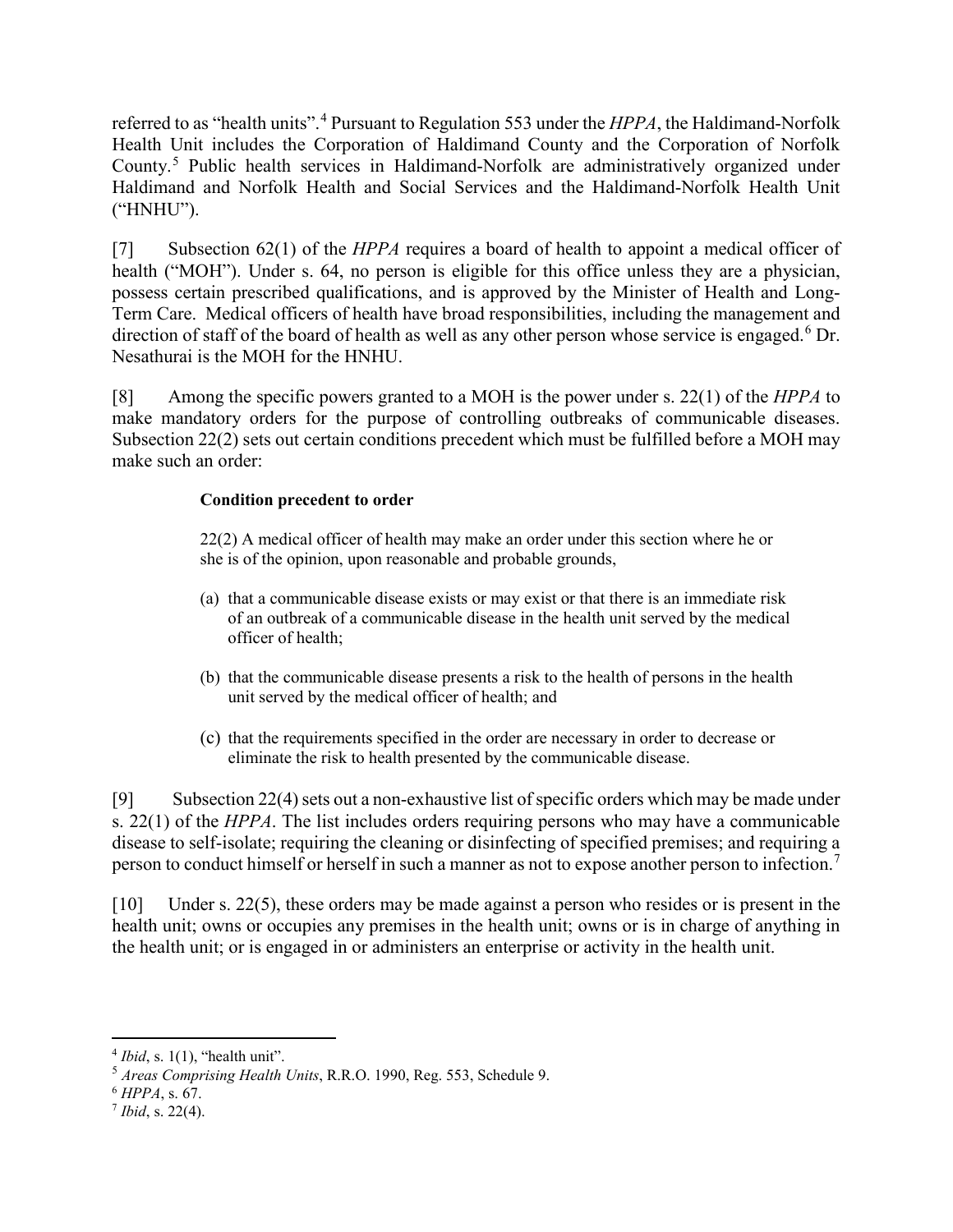referred to as "health units".[4] Pursuant to Regulation 553 under the *HPPA*, the Haldimand-Norfolk Health Unit includes the Corporation of Haldimand County and the Corporation of Norfolk County.[5] Public health services in Haldimand-Norfolk are administratively organized under Haldimand and Norfolk Health and Social Services and the Haldimand-Norfolk Health Unit ("HNHU").

[7] Subsection 62(1) of the *HPPA* requires a board of health to appoint a medical officer of health ("MOH"). Under s. 64, no person is eligible for this office unless they are a physician, possess certain prescribed qualifications, and is approved by the Minister of Health and Long-Term Care. Medical officers of health have broad responsibilities, including the management and direction of staff of the board of health as well as any other person whose service is engaged.[6] Dr. Nesathurai is the MOH for the HNHU.

[8] Among the specific powers granted to a MOH is the power under s. 22(1) of the *HPPA* to make mandatory orders for the purpose of controlling outbreaks of communicable diseases. Subsection 22(2) sets out certain conditions precedent which must be fulfilled before a MOH may make such an order:

> **Condition precedent to order**
>
> 22(2) A medical officer of health may make an order under this section where he or she is of the opinion, upon reasonable and probable grounds,
>
> (a) that a communicable disease exists or may exist or that there is an immediate risk of an outbreak of a communicable disease in the health unit served by the medical officer of health;
>
> (b) that the communicable disease presents a risk to the health of persons in the health unit served by the medical officer of health; and
>
> (c) that the requirements specified in the order are necessary in order to decrease or eliminate the risk to health presented by the communicable disease.

[9] Subsection 22(4) sets out a non-exhaustive list of specific orders which may be made under s. 22(1) of the *HPPA*. The list includes orders requiring persons who may have a communicable disease to self-isolate; requiring the cleaning or disinfecting of specified premises; and requiring a person to conduct himself or herself in such a manner as not to expose another person to infection.[7]

[10] Under s. 22(5), these orders may be made against a person who resides or is present in the health unit; owns or occupies any premises in the health unit; owns or is in charge of anything in the health unit; or is engaged in or administers an enterprise or activity in the health unit.

---

[4] *Ibid*, s. 1(1), "health unit".

[5] *Areas Comprising Health Units*, R.R.O. 1990, Reg. 553, Schedule 9.

[6] *HPPA*, s. 67.

[7] *Ibid*, s. 22(4).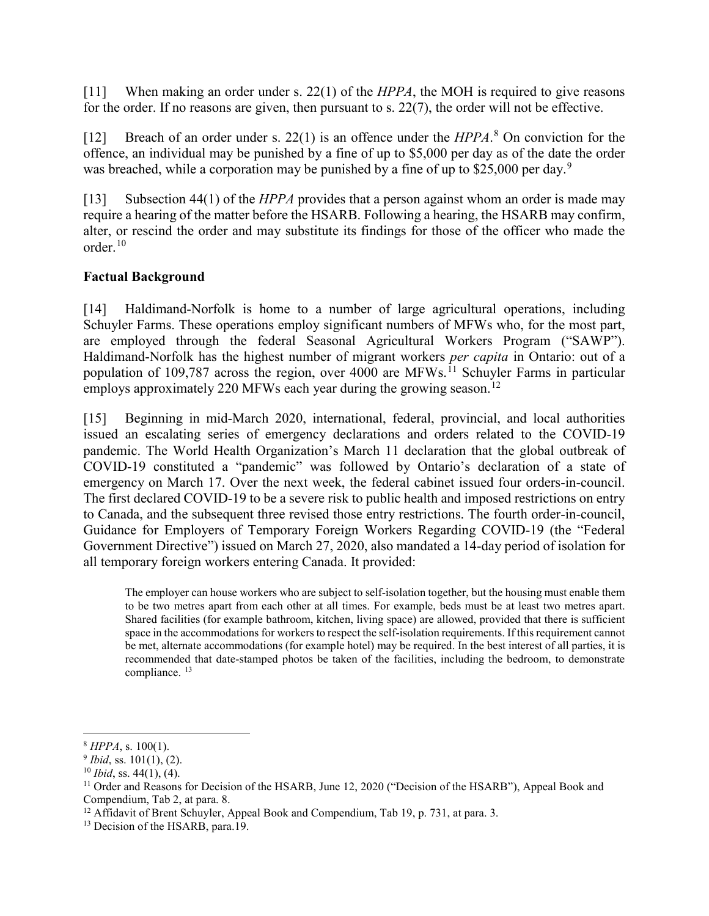[11] When making an order under s. 22(1) of the *HPPA*, the MOH is required to give reasons for the order. If no reasons are given, then pursuant to s. 22(7), the order will not be effective.

[12] Breach of an order under s. 22(1) is an offence under the *HPPA*.[8] On conviction for the offence, an individual may be punished by a fine of up to $5,000 per day as of the date the order was breached, while a corporation may be punished by a fine of up to $25,000 per day.[9]

[13] Subsection 44(1) of the *HPPA* provides that a person against whom an order is made may require a hearing of the matter before the HSARB. Following a hearing, the HSARB may confirm, alter, or rescind the order and may substitute its findings for those of the officer who made the order.[10]

### Factual Background

[14] Haldimand-Norfolk is home to a number of large agricultural operations, including Schuyler Farms. These operations employ significant numbers of MFWs who, for the most part, are employed through the federal Seasonal Agricultural Workers Program ("SAWP"). Haldimand-Norfolk has the highest number of migrant workers *per capita* in Ontario: out of a population of 109,787 across the region, over 4000 are MFWs.[11] Schuyler Farms in particular employs approximately 220 MFWs each year during the growing season.[12]

[15] Beginning in mid-March 2020, international, federal, provincial, and local authorities issued an escalating series of emergency declarations and orders related to the COVID-19 pandemic. The World Health Organization's March 11 declaration that the global outbreak of COVID-19 constituted a "pandemic" was followed by Ontario's declaration of a state of emergency on March 17. Over the next week, the federal cabinet issued four orders-in-council. The first declared COVID-19 to be a severe risk to public health and imposed restrictions on entry to Canada, and the subsequent three revised those entry restrictions. The fourth order-in-council, Guidance for Employers of Temporary Foreign Workers Regarding COVID-19 (the "Federal Government Directive") issued on March 27, 2020, also mandated a 14-day period of isolation for all temporary foreign workers entering Canada. It provided:

> The employer can house workers who are subject to self-isolation together, but the housing must enable them to be two metres apart from each other at all times. For example, beds must be at least two metres apart. Shared facilities (for example bathroom, kitchen, living space) are allowed, provided that there is sufficient space in the accommodations for workers to respect the self-isolation requirements. If this requirement cannot be met, alternate accommodations (for example hotel) may be required. In the best interest of all parties, it is recommended that date-stamped photos be taken of the facilities, including the bedroom, to demonstrate compliance.[13]

---

[8] *HPPA*, s. 100(1).

[9] *Ibid*, ss. 101(1), (2).

[10] *Ibid*, ss. 44(1), (4).

[11] Order and Reasons for Decision of the HSARB, June 12, 2020 ("Decision of the HSARB"), Appeal Book and Compendium, Tab 2, at para. 8.

[12] Affidavit of Brent Schuyler, Appeal Book and Compendium, Tab 19, p. 731, at para. 3.

[13] Decision of the HSARB, para.19.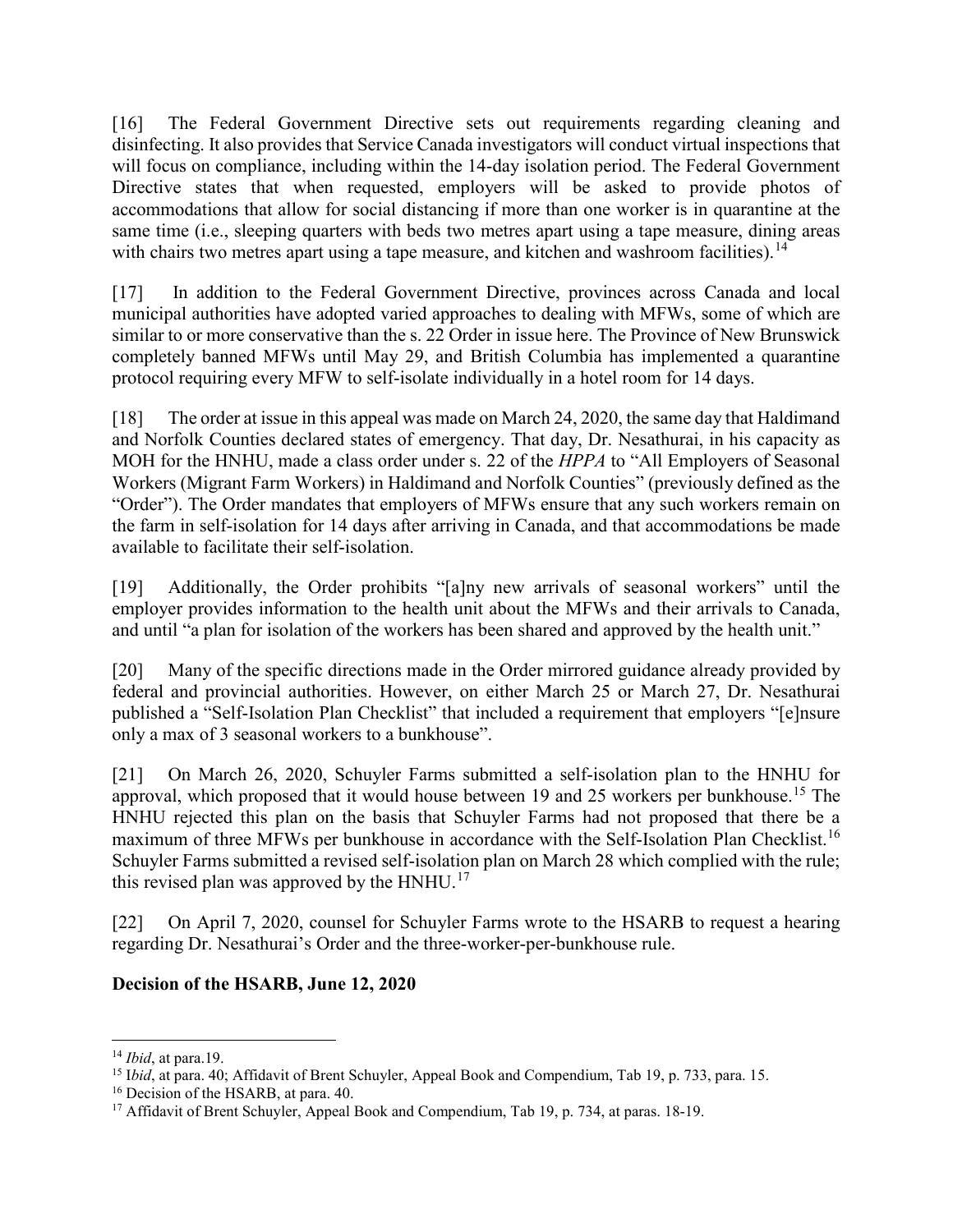[16] The Federal Government Directive sets out requirements regarding cleaning and disinfecting. It also provides that Service Canada investigators will conduct virtual inspections that will focus on compliance, including within the 14-day isolation period. The Federal Government Directive states that when requested, employers will be asked to provide photos of accommodations that allow for social distancing if more than one worker is in quarantine at the same time (i.e., sleeping quarters with beds two metres apart using a tape measure, dining areas with chairs two metres apart using a tape measure, and kitchen and washroom facilities).[14]

[17] In addition to the Federal Government Directive, provinces across Canada and local municipal authorities have adopted varied approaches to dealing with MFWs, some of which are similar to or more conservative than the s. 22 Order in issue here. The Province of New Brunswick completely banned MFWs until May 29, and British Columbia has implemented a quarantine protocol requiring every MFW to self-isolate individually in a hotel room for 14 days.

[18] The order at issue in this appeal was made on March 24, 2020, the same day that Haldimand and Norfolk Counties declared states of emergency. That day, Dr. Nesathurai, in his capacity as MOH for the HNHU, made a class order under s. 22 of the *HPPA* to "All Employers of Seasonal Workers (Migrant Farm Workers) in Haldimand and Norfolk Counties" (previously defined as the "Order"). The Order mandates that employers of MFWs ensure that any such workers remain on the farm in self-isolation for 14 days after arriving in Canada, and that accommodations be made available to facilitate their self-isolation.

[19] Additionally, the Order prohibits "[a]ny new arrivals of seasonal workers" until the employer provides information to the health unit about the MFWs and their arrivals to Canada, and until "a plan for isolation of the workers has been shared and approved by the health unit."

[20] Many of the specific directions made in the Order mirrored guidance already provided by federal and provincial authorities. However, on either March 25 or March 27, Dr. Nesathurai published a "Self-Isolation Plan Checklist" that included a requirement that employers "[e]nsure only a max of 3 seasonal workers to a bunkhouse".

[21] On March 26, 2020, Schuyler Farms submitted a self-isolation plan to the HNHU for approval, which proposed that it would house between 19 and 25 workers per bunkhouse.[15] The HNHU rejected this plan on the basis that Schuyler Farms had not proposed that there be a maximum of three MFWs per bunkhouse in accordance with the Self-Isolation Plan Checklist.[16] Schuyler Farms submitted a revised self-isolation plan on March 28 which complied with the rule; this revised plan was approved by the HNHU.[17]

[22] On April 7, 2020, counsel for Schuyler Farms wrote to the HSARB to request a hearing regarding Dr. Nesathurai's Order and the three-worker-per-bunkhouse rule.

**Decision of the HSARB, June 12, 2020**

---

[14] *Ibid*, at para.19.

[15] I*bid*, at para. 40; Affidavit of Brent Schuyler, Appeal Book and Compendium, Tab 19, p. 733, para. 15.

[16] Decision of the HSARB, at para. 40.

[17] Affidavit of Brent Schuyler, Appeal Book and Compendium, Tab 19, p. 734, at paras. 18-19.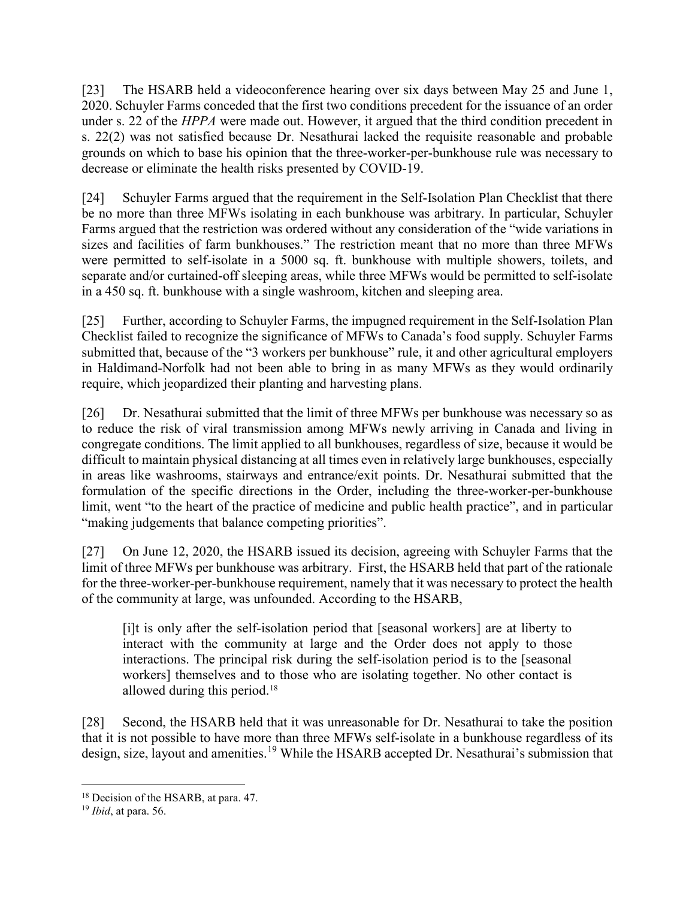[23] The HSARB held a videoconference hearing over six days between May 25 and June 1, 2020. Schuyler Farms conceded that the first two conditions precedent for the issuance of an order under s. 22 of the *HPPA* were made out. However, it argued that the third condition precedent in s. 22(2) was not satisfied because Dr. Nesathurai lacked the requisite reasonable and probable grounds on which to base his opinion that the three-worker-per-bunkhouse rule was necessary to decrease or eliminate the health risks presented by COVID-19.

[24] Schuyler Farms argued that the requirement in the Self-Isolation Plan Checklist that there be no more than three MFWs isolating in each bunkhouse was arbitrary. In particular, Schuyler Farms argued that the restriction was ordered without any consideration of the "wide variations in sizes and facilities of farm bunkhouses." The restriction meant that no more than three MFWs were permitted to self-isolate in a 5000 sq. ft. bunkhouse with multiple showers, toilets, and separate and/or curtained-off sleeping areas, while three MFWs would be permitted to self-isolate in a 450 sq. ft. bunkhouse with a single washroom, kitchen and sleeping area.

[25] Further, according to Schuyler Farms, the impugned requirement in the Self-Isolation Plan Checklist failed to recognize the significance of MFWs to Canada's food supply. Schuyler Farms submitted that, because of the "3 workers per bunkhouse" rule, it and other agricultural employers in Haldimand-Norfolk had not been able to bring in as many MFWs as they would ordinarily require, which jeopardized their planting and harvesting plans.

[26] Dr. Nesathurai submitted that the limit of three MFWs per bunkhouse was necessary so as to reduce the risk of viral transmission among MFWs newly arriving in Canada and living in congregate conditions. The limit applied to all bunkhouses, regardless of size, because it would be difficult to maintain physical distancing at all times even in relatively large bunkhouses, especially in areas like washrooms, stairways and entrance/exit points. Dr. Nesathurai submitted that the formulation of the specific directions in the Order, including the three-worker-per-bunkhouse limit, went "to the heart of the practice of medicine and public health practice", and in particular "making judgements that balance competing priorities".

[27] On June 12, 2020, the HSARB issued its decision, agreeing with Schuyler Farms that the limit of three MFWs per bunkhouse was arbitrary. First, the HSARB held that part of the rationale for the three-worker-per-bunkhouse requirement, namely that it was necessary to protect the health of the community at large, was unfounded. According to the HSARB,

> [i]t is only after the self-isolation period that [seasonal workers] are at liberty to interact with the community at large and the Order does not apply to those interactions. The principal risk during the self-isolation period is to the [seasonal workers] themselves and to those who are isolating together. No other contact is allowed during this period.[18]

[28] Second, the HSARB held that it was unreasonable for Dr. Nesathurai to take the position that it is not possible to have more than three MFWs self-isolate in a bunkhouse regardless of its design, size, layout and amenities.[19] While the HSARB accepted Dr. Nesathurai's submission that

---

[18] Decision of the HSARB, at para. 47.

[19] *Ibid*, at para. 56.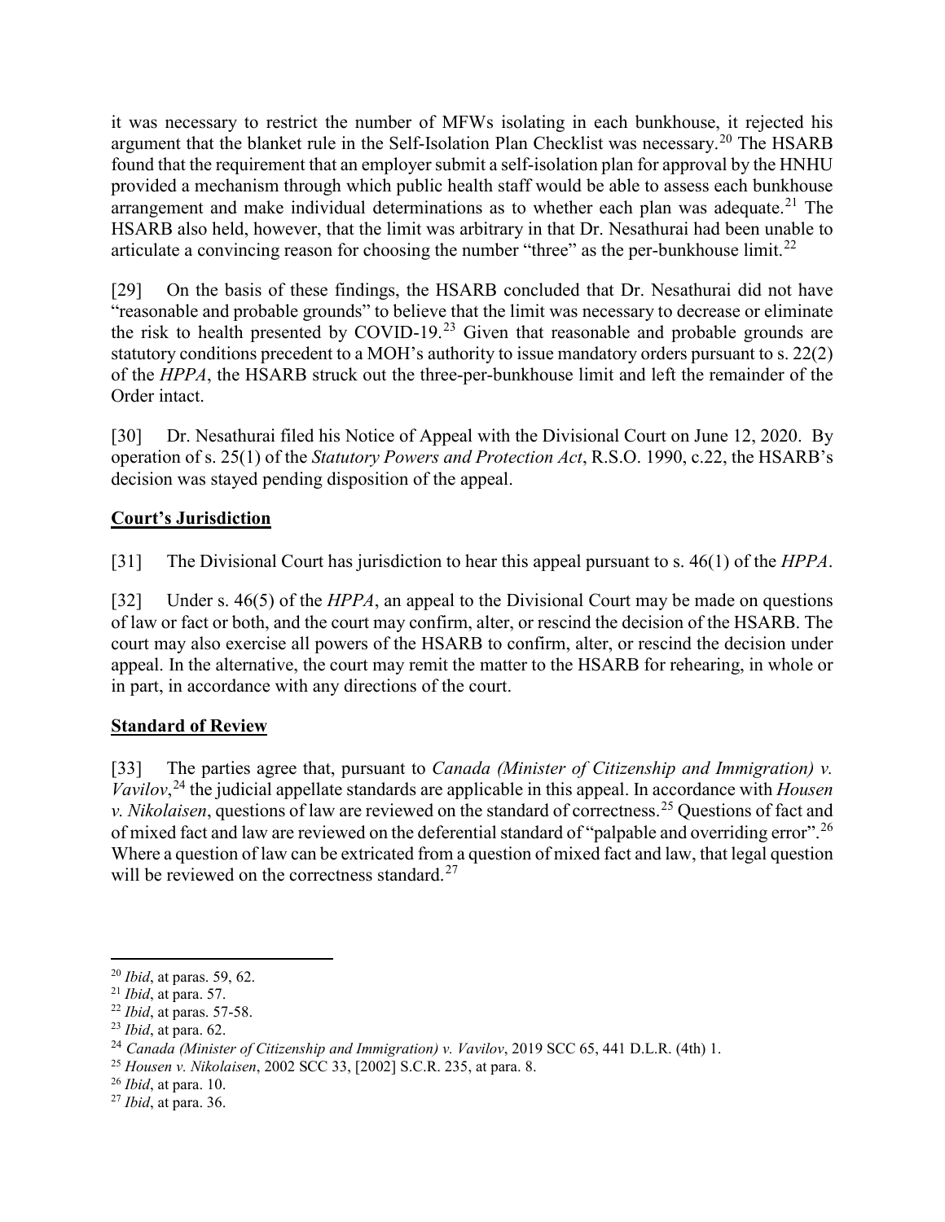it was necessary to restrict the number of MFWs isolating in each bunkhouse, it rejected his argument that the blanket rule in the Self-Isolation Plan Checklist was necessary.[20] The HSARB found that the requirement that an employer submit a self-isolation plan for approval by the HNHU provided a mechanism through which public health staff would be able to assess each bunkhouse arrangement and make individual determinations as to whether each plan was adequate.[21] The HSARB also held, however, that the limit was arbitrary in that Dr. Nesathurai had been unable to articulate a convincing reason for choosing the number "three" as the per-bunkhouse limit.[22]

[29] On the basis of these findings, the HSARB concluded that Dr. Nesathurai did not have "reasonable and probable grounds" to believe that the limit was necessary to decrease or eliminate the risk to health presented by COVID-19.[23] Given that reasonable and probable grounds are statutory conditions precedent to a MOH's authority to issue mandatory orders pursuant to s. 22(2) of the *HPPA*, the HSARB struck out the three-per-bunkhouse limit and left the remainder of the Order intact.

[30] Dr. Nesathurai filed his Notice of Appeal with the Divisional Court on June 12, 2020. By operation of s. 25(1) of the *Statutory Powers and Protection Act*, R.S.O. 1990, c.22, the HSARB's decision was stayed pending disposition of the appeal.

## <u>Court's Jurisdiction</u>

[31] The Divisional Court has jurisdiction to hear this appeal pursuant to s. 46(1) of the *HPPA*.

[32] Under s. 46(5) of the *HPPA*, an appeal to the Divisional Court may be made on questions of law or fact or both, and the court may confirm, alter, or rescind the decision of the HSARB. The court may also exercise all powers of the HSARB to confirm, alter, or rescind the decision under appeal. In the alternative, the court may remit the matter to the HSARB for rehearing, in whole or in part, in accordance with any directions of the court.

## <u>Standard of Review</u>

[33] The parties agree that, pursuant to *Canada (Minister of Citizenship and Immigration) v. Vavilov*,[24] the judicial appellate standards are applicable in this appeal. In accordance with *Housen v. Nikolaisen*, questions of law are reviewed on the standard of correctness.[25] Questions of fact and of mixed fact and law are reviewed on the deferential standard of "palpable and overriding error".[26] Where a question of law can be extricated from a question of mixed fact and law, that legal question will be reviewed on the correctness standard.[27]

---

[20] *Ibid*, at paras. 59, 62.

[21] *Ibid*, at para. 57.

[22] *Ibid*, at paras. 57-58.

[23] *Ibid*, at para. 62.

[24] *Canada (Minister of Citizenship and Immigration) v. Vavilov*, 2019 SCC 65, 441 D.L.R. (4th) 1.

[25] *Housen v. Nikolaisen*, 2002 SCC 33, [2002] S.C.R. 235, at para. 8.

[26] *Ibid*, at para. 10.

[27] *Ibid*, at para. 36.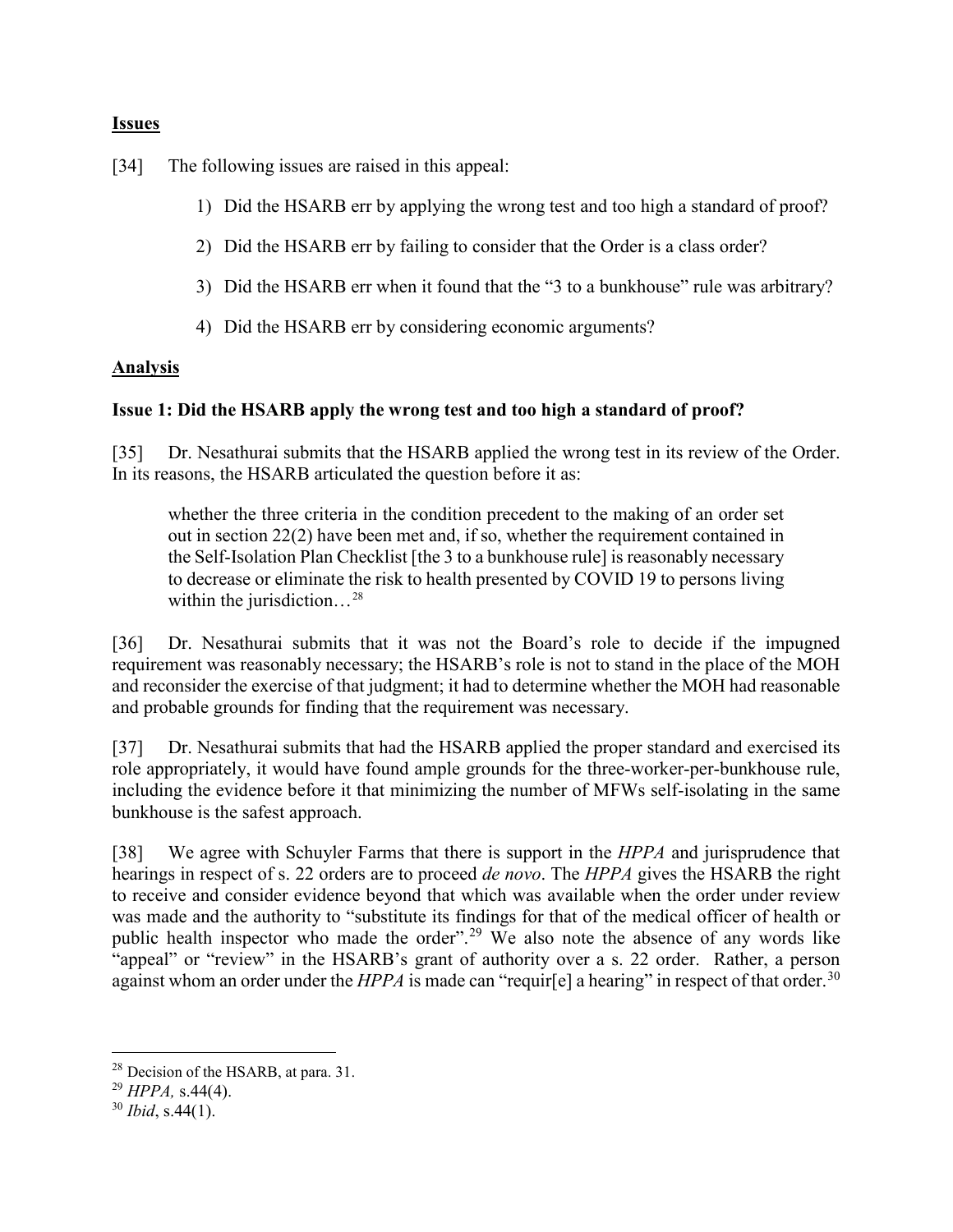**Issues**

[34] The following issues are raised in this appeal:

1) Did the HSARB err by applying the wrong test and too high a standard of proof?

2) Did the HSARB err by failing to consider that the Order is a class order?

3) Did the HSARB err when it found that the "3 to a bunkhouse" rule was arbitrary?

4) Did the HSARB err by considering economic arguments?

**Analysis**

**Issue 1: Did the HSARB apply the wrong test and too high a standard of proof?**

[35] Dr. Nesathurai submits that the HSARB applied the wrong test in its review of the Order. In its reasons, the HSARB articulated the question before it as:

> whether the three criteria in the condition precedent to the making of an order set out in section 22(2) have been met and, if so, whether the requirement contained in the Self-Isolation Plan Checklist [the 3 to a bunkhouse rule] is reasonably necessary to decrease or eliminate the risk to health presented by COVID 19 to persons living within the jurisdiction…[28]

[36] Dr. Nesathurai submits that it was not the Board's role to decide if the impugned requirement was reasonably necessary; the HSARB's role is not to stand in the place of the MOH and reconsider the exercise of that judgment; it had to determine whether the MOH had reasonable and probable grounds for finding that the requirement was necessary.

[37] Dr. Nesathurai submits that had the HSARB applied the proper standard and exercised its role appropriately, it would have found ample grounds for the three-worker-per-bunkhouse rule, including the evidence before it that minimizing the number of MFWs self-isolating in the same bunkhouse is the safest approach.

[38] We agree with Schuyler Farms that there is support in the *HPPA* and jurisprudence that hearings in respect of s. 22 orders are to proceed *de novo*. The *HPPA* gives the HSARB the right to receive and consider evidence beyond that which was available when the order under review was made and the authority to "substitute its findings for that of the medical officer of health or public health inspector who made the order".[29] We also note the absence of any words like "appeal" or "review" in the HSARB's grant of authority over a s. 22 order. Rather, a person against whom an order under the *HPPA* is made can "requir[e] a hearing" in respect of that order.[30]

---

[28] Decision of the HSARB, at para. 31.

[29] *HPPA,* s.44(4).

[30] *Ibid*, s.44(1).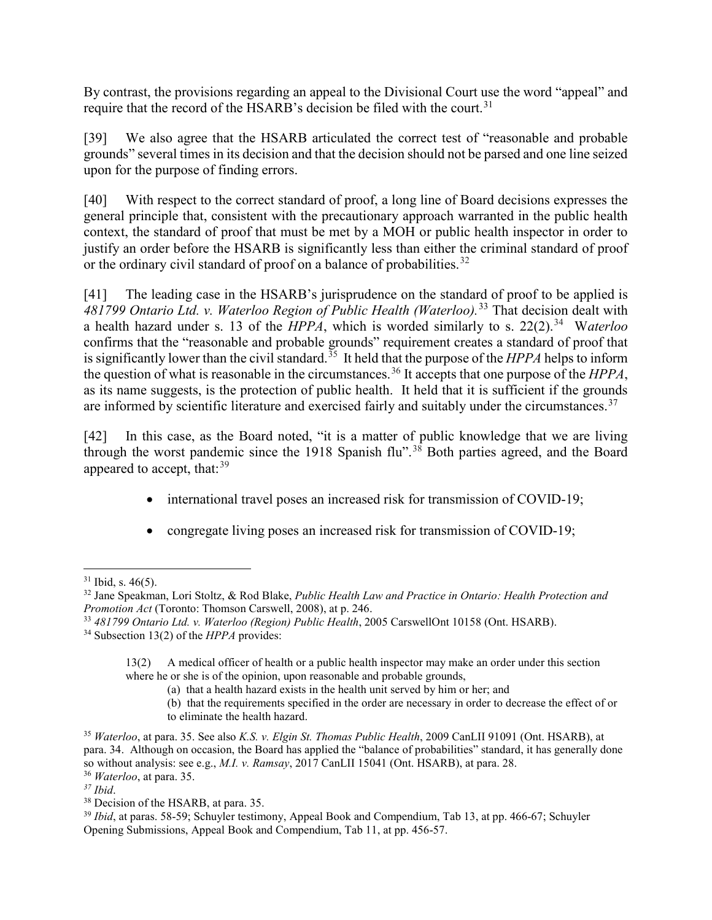By contrast, the provisions regarding an appeal to the Divisional Court use the word "appeal" and require that the record of the HSARB's decision be filed with the court.[31]

[39] We also agree that the HSARB articulated the correct test of "reasonable and probable grounds" several times in its decision and that the decision should not be parsed and one line seized upon for the purpose of finding errors.

[40] With respect to the correct standard of proof, a long line of Board decisions expresses the general principle that, consistent with the precautionary approach warranted in the public health context, the standard of proof that must be met by a MOH or public health inspector in order to justify an order before the HSARB is significantly less than either the criminal standard of proof or the ordinary civil standard of proof on a balance of probabilities.[32]

[41] The leading case in the HSARB's jurisprudence on the standard of proof to be applied is *481799 Ontario Ltd. v. Waterloo Region of Public Health (Waterloo).*[33] That decision dealt with a health hazard under s. 13 of the *HPPA*, which is worded similarly to s. 22(2).[34] *Waterloo* confirms that the "reasonable and probable grounds" requirement creates a standard of proof that is significantly lower than the civil standard.[35] It held that the purpose of the *HPPA* helps to inform the question of what is reasonable in the circumstances.[36] It accepts that one purpose of the *HPPA*, as its name suggests, is the protection of public health. It held that it is sufficient if the grounds are informed by scientific literature and exercised fairly and suitably under the circumstances.[37]

[42] In this case, as the Board noted, "it is a matter of public knowledge that we are living through the worst pandemic since the 1918 Spanish flu".[38] Both parties agreed, and the Board appeared to accept, that:[39]

- international travel poses an increased risk for transmission of COVID-19;
- congregate living poses an increased risk for transmission of COVID-19;

---

[31] Ibid, s. 46(5).

[32] Jane Speakman, Lori Stoltz, & Rod Blake, *Public Health Law and Practice in Ontario: Health Protection and Promotion Act* (Toronto: Thomson Carswell, 2008), at p. 246.

[33] *481799 Ontario Ltd. v. Waterloo (Region) Public Health*, 2005 CarswellOnt 10158 (Ont. HSARB).

[34] Subsection 13(2) of the *HPPA* provides:

> 13(2) A medical officer of health or a public health inspector may make an order under this section where he or she is of the opinion, upon reasonable and probable grounds,
>
> (a) that a health hazard exists in the health unit served by him or her; and
>
> (b) that the requirements specified in the order are necessary in order to decrease the effect of or to eliminate the health hazard.

[35] *Waterloo*, at para. 35. See also *K.S. v. Elgin St. Thomas Public Health*, 2009 CanLII 91091 (Ont. HSARB), at para. 34. Although on occasion, the Board has applied the "balance of probabilities" standard, it has generally done so without analysis: see e.g., *M.I. v. Ramsay*, 2017 CanLII 15041 (Ont. HSARB), at para. 28.

[36] *Waterloo*, at para. 35.

[37] *Ibid*.

[38] Decision of the HSARB, at para. 35.

[39] *Ibid*, at paras. 58-59; Schuyler testimony, Appeal Book and Compendium, Tab 13, at pp. 466-67; Schuyler Opening Submissions, Appeal Book and Compendium, Tab 11, at pp. 456-57.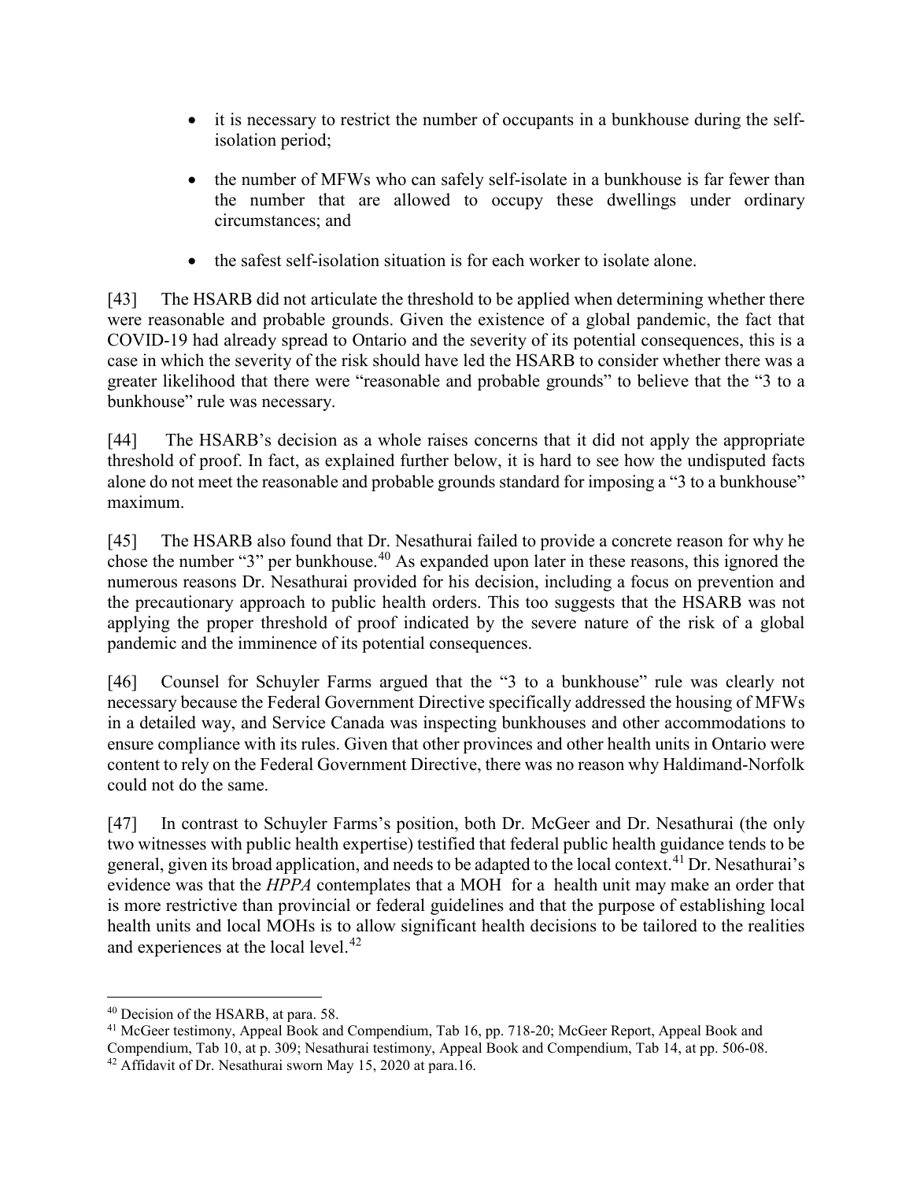- it is necessary to restrict the number of occupants in a bunkhouse during the self-isolation period;
- the number of MFWs who can safely self-isolate in a bunkhouse is far fewer than the number that are allowed to occupy these dwellings under ordinary circumstances; and
- the safest self-isolation situation is for each worker to isolate alone.

[43] The HSARB did not articulate the threshold to be applied when determining whether there were reasonable and probable grounds. Given the existence of a global pandemic, the fact that COVID-19 had already spread to Ontario and the severity of its potential consequences, this is a case in which the severity of the risk should have led the HSARB to consider whether there was a greater likelihood that there were "reasonable and probable grounds" to believe that the "3 to a bunkhouse" rule was necessary.

[44] The HSARB's decision as a whole raises concerns that it did not apply the appropriate threshold of proof. In fact, as explained further below, it is hard to see how the undisputed facts alone do not meet the reasonable and probable grounds standard for imposing a "3 to a bunkhouse" maximum.

[45] The HSARB also found that Dr. Nesathurai failed to provide a concrete reason for why he chose the number "3" per bunkhouse.[40] As expanded upon later in these reasons, this ignored the numerous reasons Dr. Nesathurai provided for his decision, including a focus on prevention and the precautionary approach to public health orders. This too suggests that the HSARB was not applying the proper threshold of proof indicated by the severe nature of the risk of a global pandemic and the imminence of its potential consequences.

[46] Counsel for Schuyler Farms argued that the "3 to a bunkhouse" rule was clearly not necessary because the Federal Government Directive specifically addressed the housing of MFWs in a detailed way, and Service Canada was inspecting bunkhouses and other accommodations to ensure compliance with its rules. Given that other provinces and other health units in Ontario were content to rely on the Federal Government Directive, there was no reason why Haldimand-Norfolk could not do the same.

[47] In contrast to Schuyler Farms's position, both Dr. McGeer and Dr. Nesathurai (the only two witnesses with public health expertise) testified that federal public health guidance tends to be general, given its broad application, and needs to be adapted to the local context.[41] Dr. Nesathurai's evidence was that the *HPPA* contemplates that a MOH for a health unit may make an order that is more restrictive than provincial or federal guidelines and that the purpose of establishing local health units and local MOHs is to allow significant health decisions to be tailored to the realities and experiences at the local level.[42]

---

[40] Decision of the HSARB, at para. 58.

[41] McGeer testimony, Appeal Book and Compendium, Tab 16, pp. 718-20; McGeer Report, Appeal Book and Compendium, Tab 10, at p. 309; Nesathurai testimony, Appeal Book and Compendium, Tab 14, at pp. 506-08.

[42] Affidavit of Dr. Nesathurai sworn May 15, 2020 at para.16.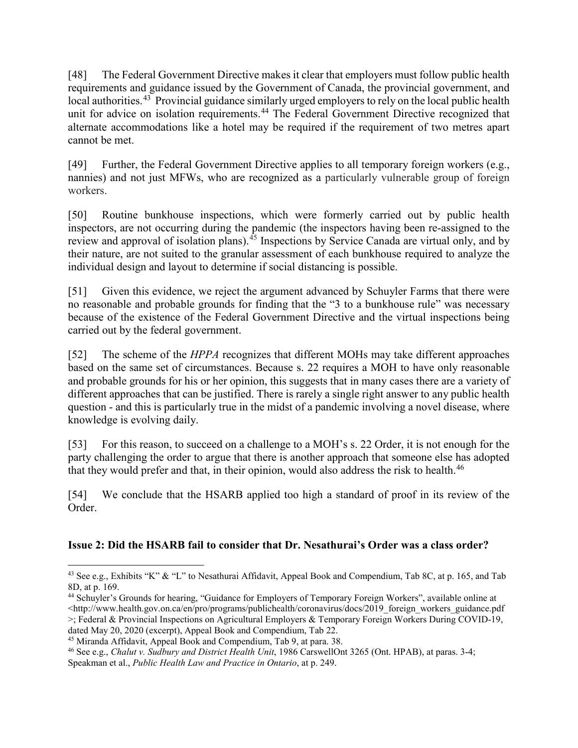[48] The Federal Government Directive makes it clear that employers must follow public health requirements and guidance issued by the Government of Canada, the provincial government, and local authorities.[43] Provincial guidance similarly urged employers to rely on the local public health unit for advice on isolation requirements.[44] The Federal Government Directive recognized that alternate accommodations like a hotel may be required if the requirement of two metres apart cannot be met.

[49] Further, the Federal Government Directive applies to all temporary foreign workers (e.g., nannies) and not just MFWs, who are recognized as a particularly vulnerable group of foreign workers.

[50] Routine bunkhouse inspections, which were formerly carried out by public health inspectors, are not occurring during the pandemic (the inspectors having been re-assigned to the review and approval of isolation plans).[45] Inspections by Service Canada are virtual only, and by their nature, are not suited to the granular assessment of each bunkhouse required to analyze the individual design and layout to determine if social distancing is possible.

[51] Given this evidence, we reject the argument advanced by Schuyler Farms that there were no reasonable and probable grounds for finding that the "3 to a bunkhouse rule" was necessary because of the existence of the Federal Government Directive and the virtual inspections being carried out by the federal government.

[52] The scheme of the *HPPA* recognizes that different MOHs may take different approaches based on the same set of circumstances. Because s. 22 requires a MOH to have only reasonable and probable grounds for his or her opinion, this suggests that in many cases there are a variety of different approaches that can be justified. There is rarely a single right answer to any public health question - and this is particularly true in the midst of a pandemic involving a novel disease, where knowledge is evolving daily.

[53] For this reason, to succeed on a challenge to a MOH's s. 22 Order, it is not enough for the party challenging the order to argue that there is another approach that someone else has adopted that they would prefer and that, in their opinion, would also address the risk to health.[46]

[54] We conclude that the HSARB applied too high a standard of proof in its review of the Order.

**Issue 2: Did the HSARB fail to consider that Dr. Nesathurai's Order was a class order?**

---

[43] See e.g., Exhibits "K" & "L" to Nesathurai Affidavit, Appeal Book and Compendium, Tab 8C, at p. 165, and Tab 8D, at p. 169.

[44] Schuyler's Grounds for hearing, "Guidance for Employers of Temporary Foreign Workers", available online at <http://www.health.gov.on.ca/en/pro/programs/publichealth/coronavirus/docs/2019_foreign_workers_guidance.pdf>; Federal & Provincial Inspections on Agricultural Employers & Temporary Foreign Workers During COVID-19, dated May 20, 2020 (excerpt), Appeal Book and Compendium, Tab 22.

[45] Miranda Affidavit, Appeal Book and Compendium, Tab 9, at para. 38.

[46] See e.g., *Chalut v. Sudbury and District Health Unit*, 1986 CarswellOnt 3265 (Ont. HPAB), at paras. 3-4; Speakman et al., *Public Health Law and Practice in Ontario*, at p. 249.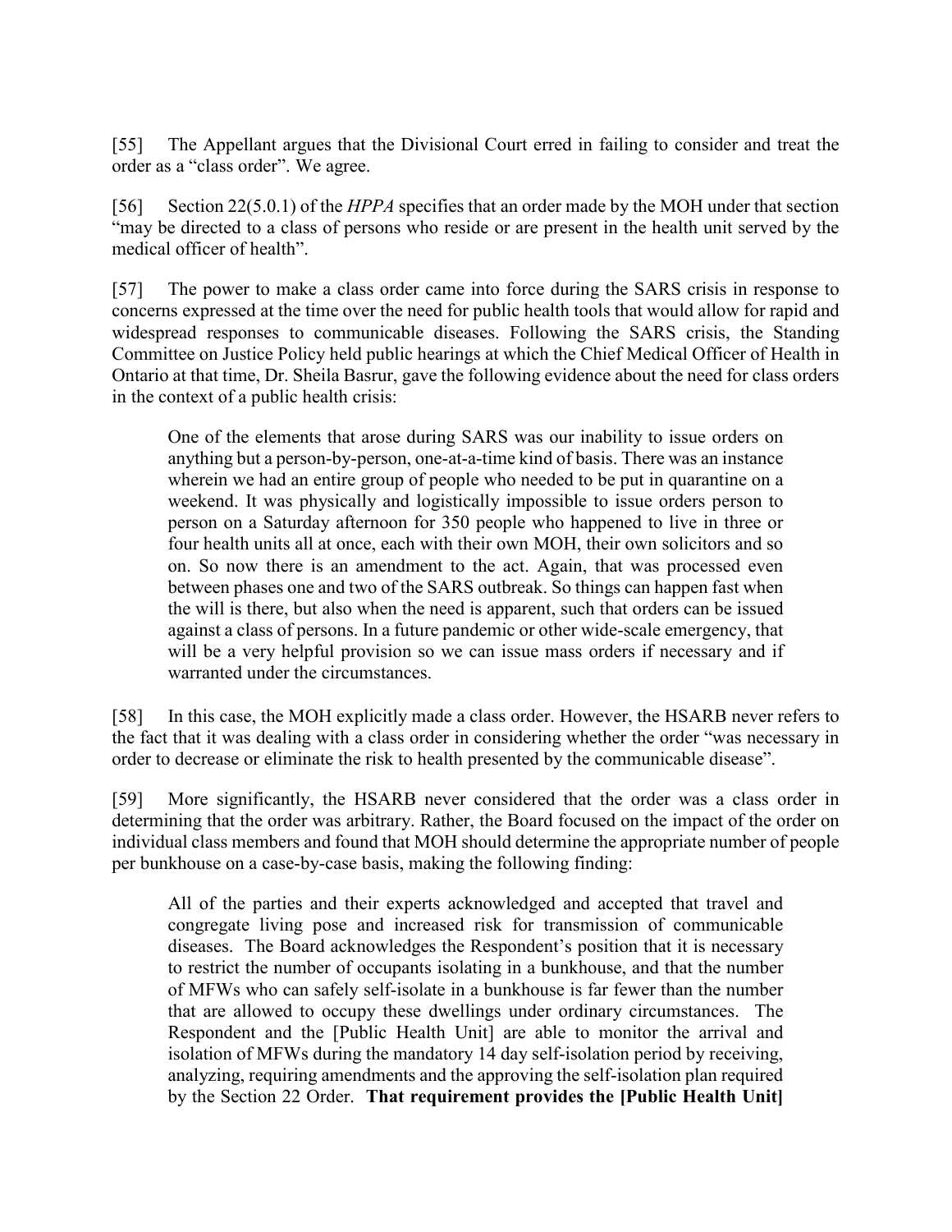[55] The Appellant argues that the Divisional Court erred in failing to consider and treat the order as a "class order". We agree.

[56] Section 22(5.0.1) of the *HPPA* specifies that an order made by the MOH under that section "may be directed to a class of persons who reside or are present in the health unit served by the medical officer of health".

[57] The power to make a class order came into force during the SARS crisis in response to concerns expressed at the time over the need for public health tools that would allow for rapid and widespread responses to communicable diseases. Following the SARS crisis, the Standing Committee on Justice Policy held public hearings at which the Chief Medical Officer of Health in Ontario at that time, Dr. Sheila Basrur, gave the following evidence about the need for class orders in the context of a public health crisis:

> One of the elements that arose during SARS was our inability to issue orders on anything but a person-by-person, one-at-a-time kind of basis. There was an instance wherein we had an entire group of people who needed to be put in quarantine on a weekend. It was physically and logistically impossible to issue orders person to person on a Saturday afternoon for 350 people who happened to live in three or four health units all at once, each with their own MOH, their own solicitors and so on. So now there is an amendment to the act. Again, that was processed even between phases one and two of the SARS outbreak. So things can happen fast when the will is there, but also when the need is apparent, such that orders can be issued against a class of persons. In a future pandemic or other wide-scale emergency, that will be a very helpful provision so we can issue mass orders if necessary and if warranted under the circumstances.

[58] In this case, the MOH explicitly made a class order. However, the HSARB never refers to the fact that it was dealing with a class order in considering whether the order "was necessary in order to decrease or eliminate the risk to health presented by the communicable disease".

[59] More significantly, the HSARB never considered that the order was a class order in determining that the order was arbitrary. Rather, the Board focused on the impact of the order on individual class members and found that MOH should determine the appropriate number of people per bunkhouse on a case-by-case basis, making the following finding:

> All of the parties and their experts acknowledged and accepted that travel and congregate living pose and increased risk for transmission of communicable diseases. The Board acknowledges the Respondent's position that it is necessary to restrict the number of occupants isolating in a bunkhouse, and that the number of MFWs who can safely self-isolate in a bunkhouse is far fewer than the number that are allowed to occupy these dwellings under ordinary circumstances. The Respondent and the [Public Health Unit] are able to monitor the arrival and isolation of MFWs during the mandatory 14 day self-isolation period by receiving, analyzing, requiring amendments and the approving the self-isolation plan required by the Section 22 Order. **That requirement provides the [Public Health Unit]**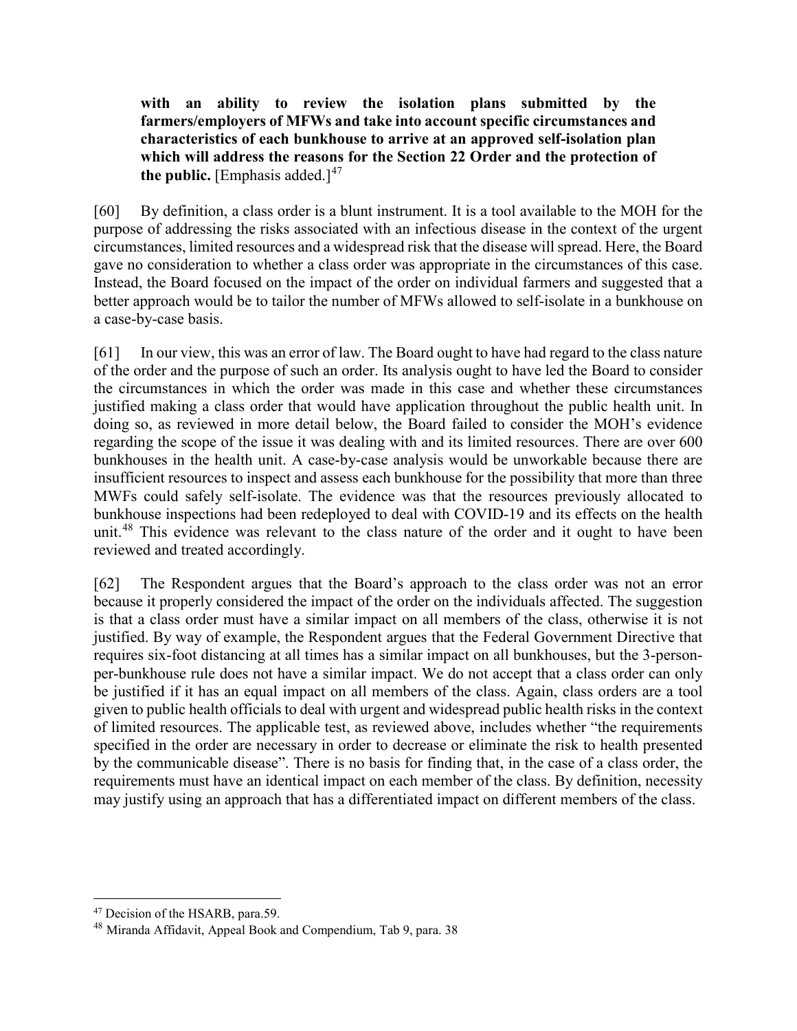> **with an ability to review the isolation plans submitted by the farmers/employers of MFWs and take into account specific circumstances and characteristics of each bunkhouse to arrive at an approved self-isolation plan which will address the reasons for the Section 22 Order and the protection of the public.** [Emphasis added.][47]

[60] By definition, a class order is a blunt instrument. It is a tool available to the MOH for the purpose of addressing the risks associated with an infectious disease in the context of the urgent circumstances, limited resources and a widespread risk that the disease will spread. Here, the Board gave no consideration to whether a class order was appropriate in the circumstances of this case. Instead, the Board focused on the impact of the order on individual farmers and suggested that a better approach would be to tailor the number of MFWs allowed to self-isolate in a bunkhouse on a case-by-case basis.

[61] In our view, this was an error of law. The Board ought to have had regard to the class nature of the order and the purpose of such an order. Its analysis ought to have led the Board to consider the circumstances in which the order was made in this case and whether these circumstances justified making a class order that would have application throughout the public health unit. In doing so, as reviewed in more detail below, the Board failed to consider the MOH's evidence regarding the scope of the issue it was dealing with and its limited resources. There are over 600 bunkhouses in the health unit. A case-by-case analysis would be unworkable because there are insufficient resources to inspect and assess each bunkhouse for the possibility that more than three MWFs could safely self-isolate. The evidence was that the resources previously allocated to bunkhouse inspections had been redeployed to deal with COVID-19 and its effects on the health unit.[48] This evidence was relevant to the class nature of the order and it ought to have been reviewed and treated accordingly.

[62] The Respondent argues that the Board's approach to the class order was not an error because it properly considered the impact of the order on the individuals affected. The suggestion is that a class order must have a similar impact on all members of the class, otherwise it is not justified. By way of example, the Respondent argues that the Federal Government Directive that requires six-foot distancing at all times has a similar impact on all bunkhouses, but the 3-person-per-bunkhouse rule does not have a similar impact. We do not accept that a class order can only be justified if it has an equal impact on all members of the class. Again, class orders are a tool given to public health officials to deal with urgent and widespread public health risks in the context of limited resources. The applicable test, as reviewed above, includes whether "the requirements specified in the order are necessary in order to decrease or eliminate the risk to health presented by the communicable disease". There is no basis for finding that, in the case of a class order, the requirements must have an identical impact on each member of the class. By definition, necessity may justify using an approach that has a differentiated impact on different members of the class.

---

[47] Decision of the HSARB, para.59.

[48] Miranda Affidavit, Appeal Book and Compendium, Tab 9, para. 38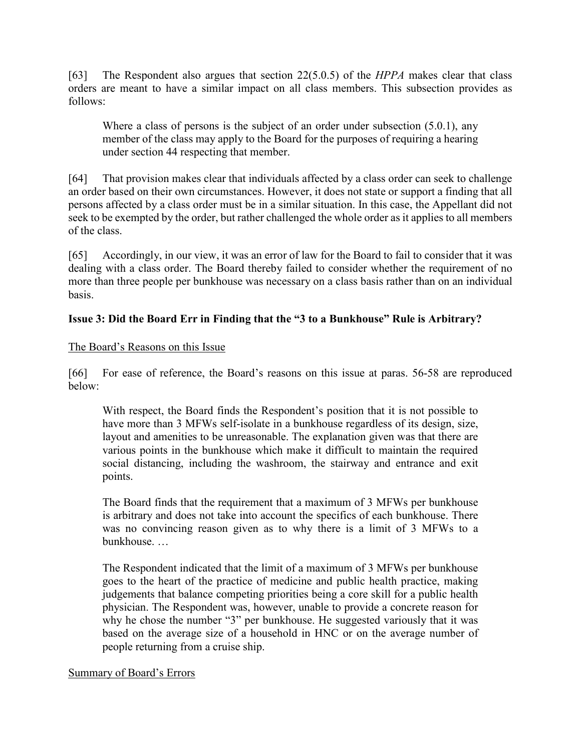[63] The Respondent also argues that section 22(5.0.5) of the *HPPA* makes clear that class orders are meant to have a similar impact on all class members. This subsection provides as follows:

> Where a class of persons is the subject of an order under subsection (5.0.1), any member of the class may apply to the Board for the purposes of requiring a hearing under section 44 respecting that member.

[64] That provision makes clear that individuals affected by a class order can seek to challenge an order based on their own circumstances. However, it does not state or support a finding that all persons affected by a class order must be in a similar situation. In this case, the Appellant did not seek to be exempted by the order, but rather challenged the whole order as it applies to all members of the class.

[65] Accordingly, in our view, it was an error of law for the Board to fail to consider that it was dealing with a class order. The Board thereby failed to consider whether the requirement of no more than three people per bunkhouse was necessary on a class basis rather than on an individual basis.

**Issue 3: Did the Board Err in Finding that the "3 to a Bunkhouse" Rule is Arbitrary?**

<u>The Board's Reasons on this Issue</u>

[66] For ease of reference, the Board's reasons on this issue at paras. 56-58 are reproduced below:

> With respect, the Board finds the Respondent's position that it is not possible to have more than 3 MFWs self-isolate in a bunkhouse regardless of its design, size, layout and amenities to be unreasonable. The explanation given was that there are various points in the bunkhouse which make it difficult to maintain the required social distancing, including the washroom, the stairway and entrance and exit points.
>
> The Board finds that the requirement that a maximum of 3 MFWs per bunkhouse is arbitrary and does not take into account the specifics of each bunkhouse. There was no convincing reason given as to why there is a limit of 3 MFWs to a bunkhouse. …
>
> The Respondent indicated that the limit of a maximum of 3 MFWs per bunkhouse goes to the heart of the practice of medicine and public health practice, making judgements that balance competing priorities being a core skill for a public health physician. The Respondent was, however, unable to provide a concrete reason for why he chose the number "3" per bunkhouse. He suggested variously that it was based on the average size of a household in HNC or on the average number of people returning from a cruise ship.

<u>Summary of Board's Errors</u>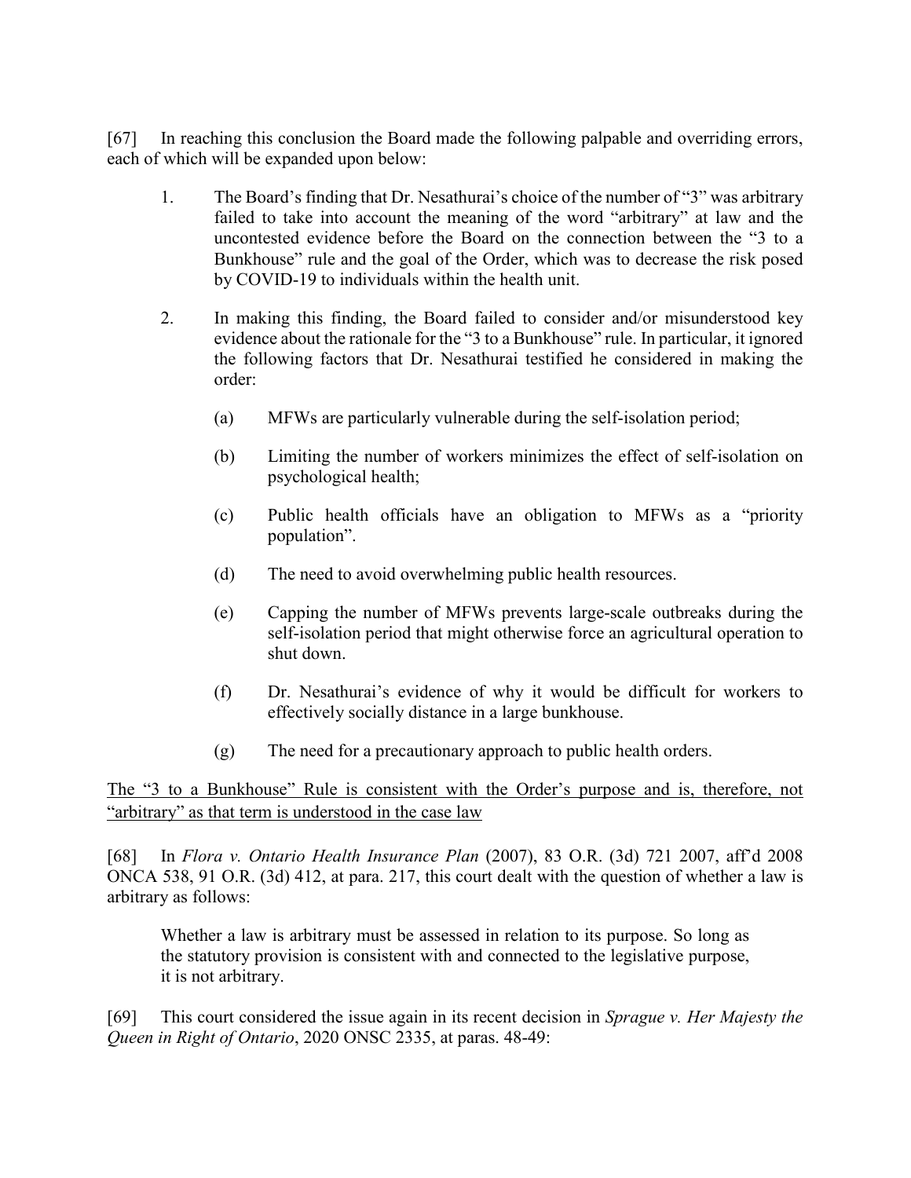[67] In reaching this conclusion the Board made the following palpable and overriding errors, each of which will be expanded upon below:

1. The Board's finding that Dr. Nesathurai's choice of the number of "3" was arbitrary failed to take into account the meaning of the word "arbitrary" at law and the uncontested evidence before the Board on the connection between the "3 to a Bunkhouse" rule and the goal of the Order, which was to decrease the risk posed by COVID-19 to individuals within the health unit.

2. In making this finding, the Board failed to consider and/or misunderstood key evidence about the rationale for the "3 to a Bunkhouse" rule. In particular, it ignored the following factors that Dr. Nesathurai testified he considered in making the order:

   (a) MFWs are particularly vulnerable during the self-isolation period;

   (b) Limiting the number of workers minimizes the effect of self-isolation on psychological health;

   (c) Public health officials have an obligation to MFWs as a "priority population".

   (d) The need to avoid overwhelming public health resources.

   (e) Capping the number of MFWs prevents large-scale outbreaks during the self-isolation period that might otherwise force an agricultural operation to shut down.

   (f) Dr. Nesathurai's evidence of why it would be difficult for workers to effectively socially distance in a large bunkhouse.

   (g) The need for a precautionary approach to public health orders.

<u>The "3 to a Bunkhouse" Rule is consistent with the Order's purpose and is, therefore, not "arbitrary" as that term is understood in the case law</u>

[68] In *Flora v. Ontario Health Insurance Plan* (2007), 83 O.R. (3d) 721 2007, aff'd 2008 ONCA 538, 91 O.R. (3d) 412, at para. 217, this court dealt with the question of whether a law is arbitrary as follows:

> Whether a law is arbitrary must be assessed in relation to its purpose. So long as the statutory provision is consistent with and connected to the legislative purpose, it is not arbitrary.

[69] This court considered the issue again in its recent decision in *Sprague v. Her Majesty the Queen in Right of Ontario*, 2020 ONSC 2335, at paras. 48-49: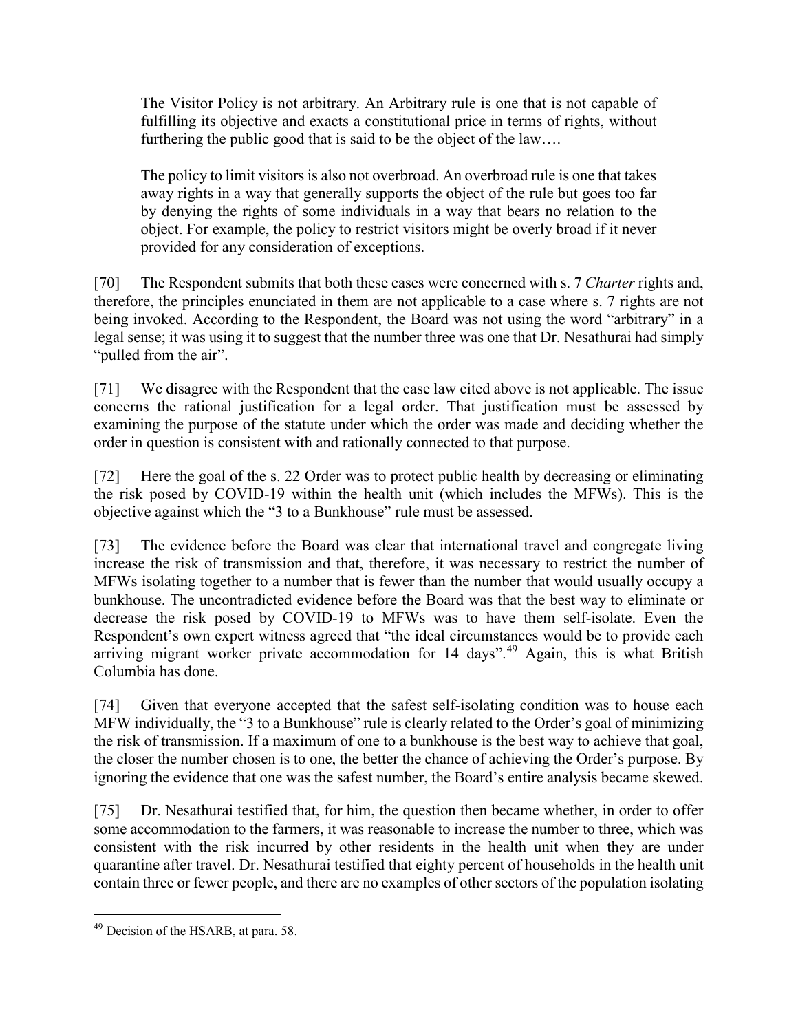> The Visitor Policy is not arbitrary. An Arbitrary rule is one that is not capable of fulfilling its objective and exacts a constitutional price in terms of rights, without furthering the public good that is said to be the object of the law….
>
> The policy to limit visitors is also not overbroad. An overbroad rule is one that takes away rights in a way that generally supports the object of the rule but goes too far by denying the rights of some individuals in a way that bears no relation to the object. For example, the policy to restrict visitors might be overly broad if it never provided for any consideration of exceptions.

[70] The Respondent submits that both these cases were concerned with s. 7 *Charter* rights and, therefore, the principles enunciated in them are not applicable to a case where s. 7 rights are not being invoked. According to the Respondent, the Board was not using the word "arbitrary" in a legal sense; it was using it to suggest that the number three was one that Dr. Nesathurai had simply "pulled from the air".

[71] We disagree with the Respondent that the case law cited above is not applicable. The issue concerns the rational justification for a legal order. That justification must be assessed by examining the purpose of the statute under which the order was made and deciding whether the order in question is consistent with and rationally connected to that purpose.

[72] Here the goal of the s. 22 Order was to protect public health by decreasing or eliminating the risk posed by COVID-19 within the health unit (which includes the MFWs). This is the objective against which the "3 to a Bunkhouse" rule must be assessed.

[73] The evidence before the Board was clear that international travel and congregate living increase the risk of transmission and that, therefore, it was necessary to restrict the number of MFWs isolating together to a number that is fewer than the number that would usually occupy a bunkhouse. The uncontradicted evidence before the Board was that the best way to eliminate or decrease the risk posed by COVID-19 to MFWs was to have them self-isolate. Even the Respondent's own expert witness agreed that "the ideal circumstances would be to provide each arriving migrant worker private accommodation for 14 days".[49] Again, this is what British Columbia has done.

[74] Given that everyone accepted that the safest self-isolating condition was to house each MFW individually, the "3 to a Bunkhouse" rule is clearly related to the Order's goal of minimizing the risk of transmission. If a maximum of one to a bunkhouse is the best way to achieve that goal, the closer the number chosen is to one, the better the chance of achieving the Order's purpose. By ignoring the evidence that one was the safest number, the Board's entire analysis became skewed.

[75] Dr. Nesathurai testified that, for him, the question then became whether, in order to offer some accommodation to the farmers, it was reasonable to increase the number to three, which was consistent with the risk incurred by other residents in the health unit when they are under quarantine after travel. Dr. Nesathurai testified that eighty percent of households in the health unit contain three or fewer people, and there are no examples of other sectors of the population isolating

---

[49] Decision of the HSARB, at para. 58.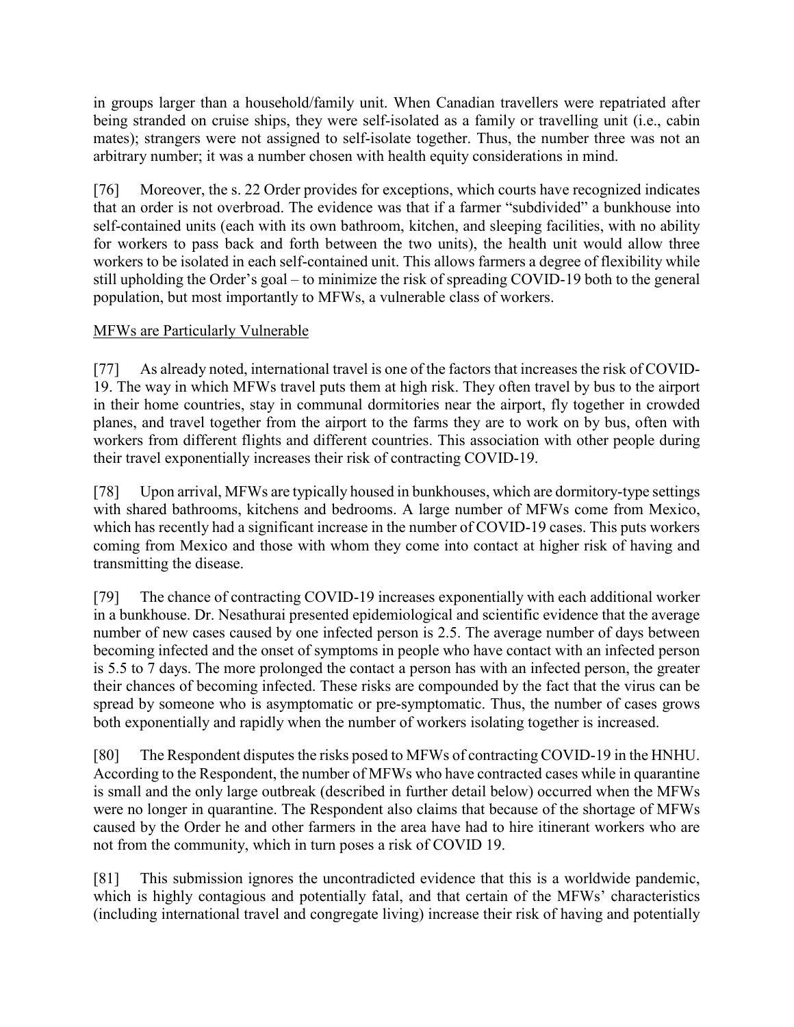in groups larger than a household/family unit. When Canadian travellers were repatriated after being stranded on cruise ships, they were self-isolated as a family or travelling unit (i.e., cabin mates); strangers were not assigned to self-isolate together. Thus, the number three was not an arbitrary number; it was a number chosen with health equity considerations in mind.

[76] Moreover, the s. 22 Order provides for exceptions, which courts have recognized indicates that an order is not overbroad. The evidence was that if a farmer "subdivided" a bunkhouse into self-contained units (each with its own bathroom, kitchen, and sleeping facilities, with no ability for workers to pass back and forth between the two units), the health unit would allow three workers to be isolated in each self-contained unit. This allows farmers a degree of flexibility while still upholding the Order's goal – to minimize the risk of spreading COVID-19 both to the general population, but most importantly to MFWs, a vulnerable class of workers.

<u>MFWs are Particularly Vulnerable</u>

[77] As already noted, international travel is one of the factors that increases the risk of COVID-19. The way in which MFWs travel puts them at high risk. They often travel by bus to the airport in their home countries, stay in communal dormitories near the airport, fly together in crowded planes, and travel together from the airport to the farms they are to work on by bus, often with workers from different flights and different countries. This association with other people during their travel exponentially increases their risk of contracting COVID-19.

[78] Upon arrival, MFWs are typically housed in bunkhouses, which are dormitory-type settings with shared bathrooms, kitchens and bedrooms. A large number of MFWs come from Mexico, which has recently had a significant increase in the number of COVID-19 cases. This puts workers coming from Mexico and those with whom they come into contact at higher risk of having and transmitting the disease.

[79] The chance of contracting COVID-19 increases exponentially with each additional worker in a bunkhouse. Dr. Nesathurai presented epidemiological and scientific evidence that the average number of new cases caused by one infected person is 2.5. The average number of days between becoming infected and the onset of symptoms in people who have contact with an infected person is 5.5 to 7 days. The more prolonged the contact a person has with an infected person, the greater their chances of becoming infected. These risks are compounded by the fact that the virus can be spread by someone who is asymptomatic or pre-symptomatic. Thus, the number of cases grows both exponentially and rapidly when the number of workers isolating together is increased.

[80] The Respondent disputes the risks posed to MFWs of contracting COVID-19 in the HNHU. According to the Respondent, the number of MFWs who have contracted cases while in quarantine is small and the only large outbreak (described in further detail below) occurred when the MFWs were no longer in quarantine. The Respondent also claims that because of the shortage of MFWs caused by the Order he and other farmers in the area have had to hire itinerant workers who are not from the community, which in turn poses a risk of COVID 19.

[81] This submission ignores the uncontradicted evidence that this is a worldwide pandemic, which is highly contagious and potentially fatal, and that certain of the MFWs' characteristics (including international travel and congregate living) increase their risk of having and potentially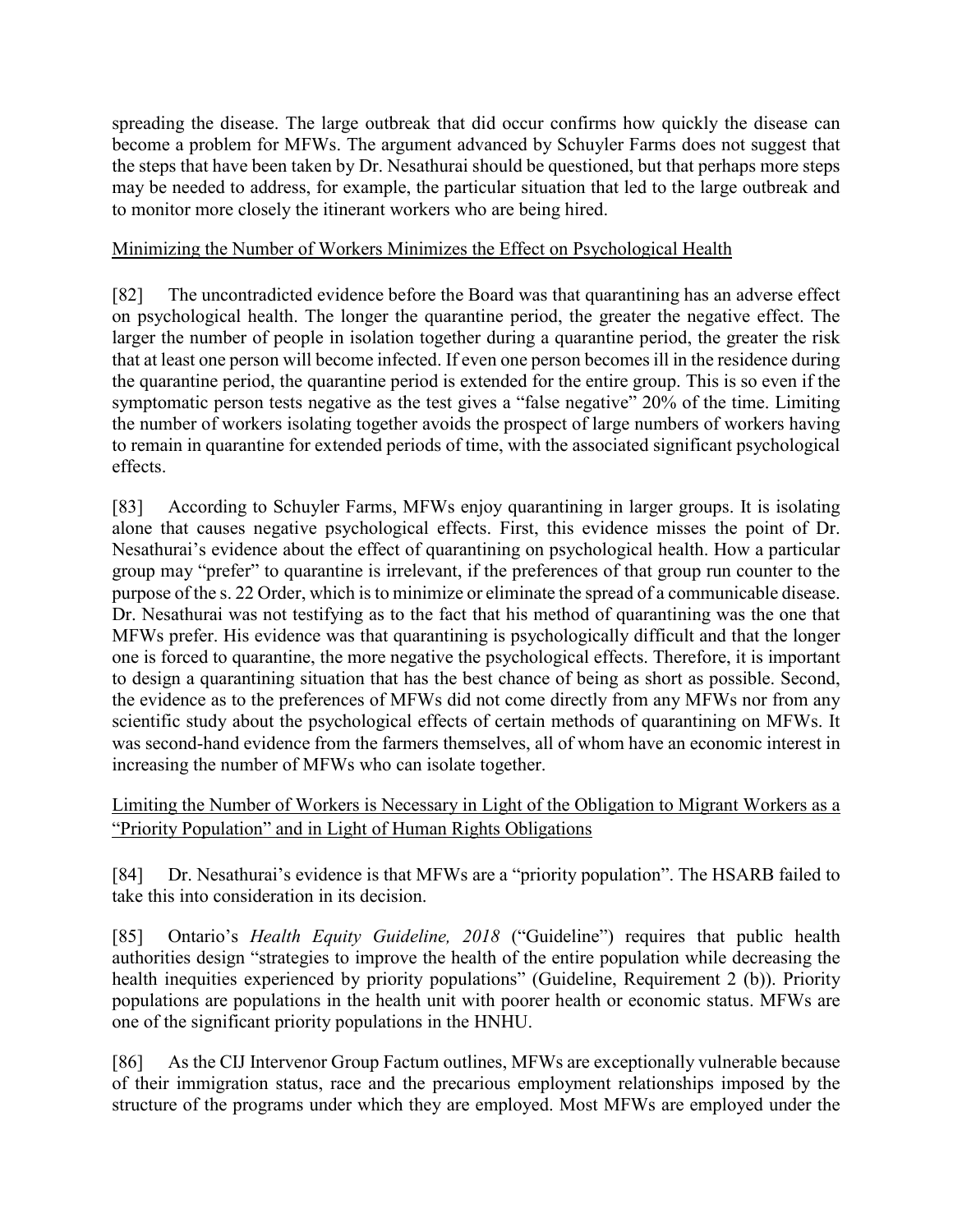spreading the disease. The large outbreak that did occur confirms how quickly the disease can become a problem for MFWs. The argument advanced by Schuyler Farms does not suggest that the steps that have been taken by Dr. Nesathurai should be questioned, but that perhaps more steps may be needed to address, for example, the particular situation that led to the large outbreak and to monitor more closely the itinerant workers who are being hired.

<u>Minimizing the Number of Workers Minimizes the Effect on Psychological Health</u>

[82] The uncontradicted evidence before the Board was that quarantining has an adverse effect on psychological health. The longer the quarantine period, the greater the negative effect. The larger the number of people in isolation together during a quarantine period, the greater the risk that at least one person will become infected. If even one person becomes ill in the residence during the quarantine period, the quarantine period is extended for the entire group. This is so even if the symptomatic person tests negative as the test gives a "false negative" 20% of the time. Limiting the number of workers isolating together avoids the prospect of large numbers of workers having to remain in quarantine for extended periods of time, with the associated significant psychological effects.

[83] According to Schuyler Farms, MFWs enjoy quarantining in larger groups. It is isolating alone that causes negative psychological effects. First, this evidence misses the point of Dr. Nesathurai's evidence about the effect of quarantining on psychological health. How a particular group may "prefer" to quarantine is irrelevant, if the preferences of that group run counter to the purpose of the s. 22 Order, which is to minimize or eliminate the spread of a communicable disease. Dr. Nesathurai was not testifying as to the fact that his method of quarantining was the one that MFWs prefer. His evidence was that quarantining is psychologically difficult and that the longer one is forced to quarantine, the more negative the psychological effects. Therefore, it is important to design a quarantining situation that has the best chance of being as short as possible. Second, the evidence as to the preferences of MFWs did not come directly from any MFWs nor from any scientific study about the psychological effects of certain methods of quarantining on MFWs. It was second-hand evidence from the farmers themselves, all of whom have an economic interest in increasing the number of MFWs who can isolate together.

<u>Limiting the Number of Workers is Necessary in Light of the Obligation to Migrant Workers as a "Priority Population" and in Light of Human Rights Obligations</u>

[84] Dr. Nesathurai's evidence is that MFWs are a "priority population". The HSARB failed to take this into consideration in its decision.

[85] Ontario's *Health Equity Guideline, 2018* ("Guideline") requires that public health authorities design "strategies to improve the health of the entire population while decreasing the health inequities experienced by priority populations" (Guideline, Requirement 2 (b)). Priority populations are populations in the health unit with poorer health or economic status. MFWs are one of the significant priority populations in the HNHU.

[86] As the CIJ Intervenor Group Factum outlines, MFWs are exceptionally vulnerable because of their immigration status, race and the precarious employment relationships imposed by the structure of the programs under which they are employed. Most MFWs are employed under the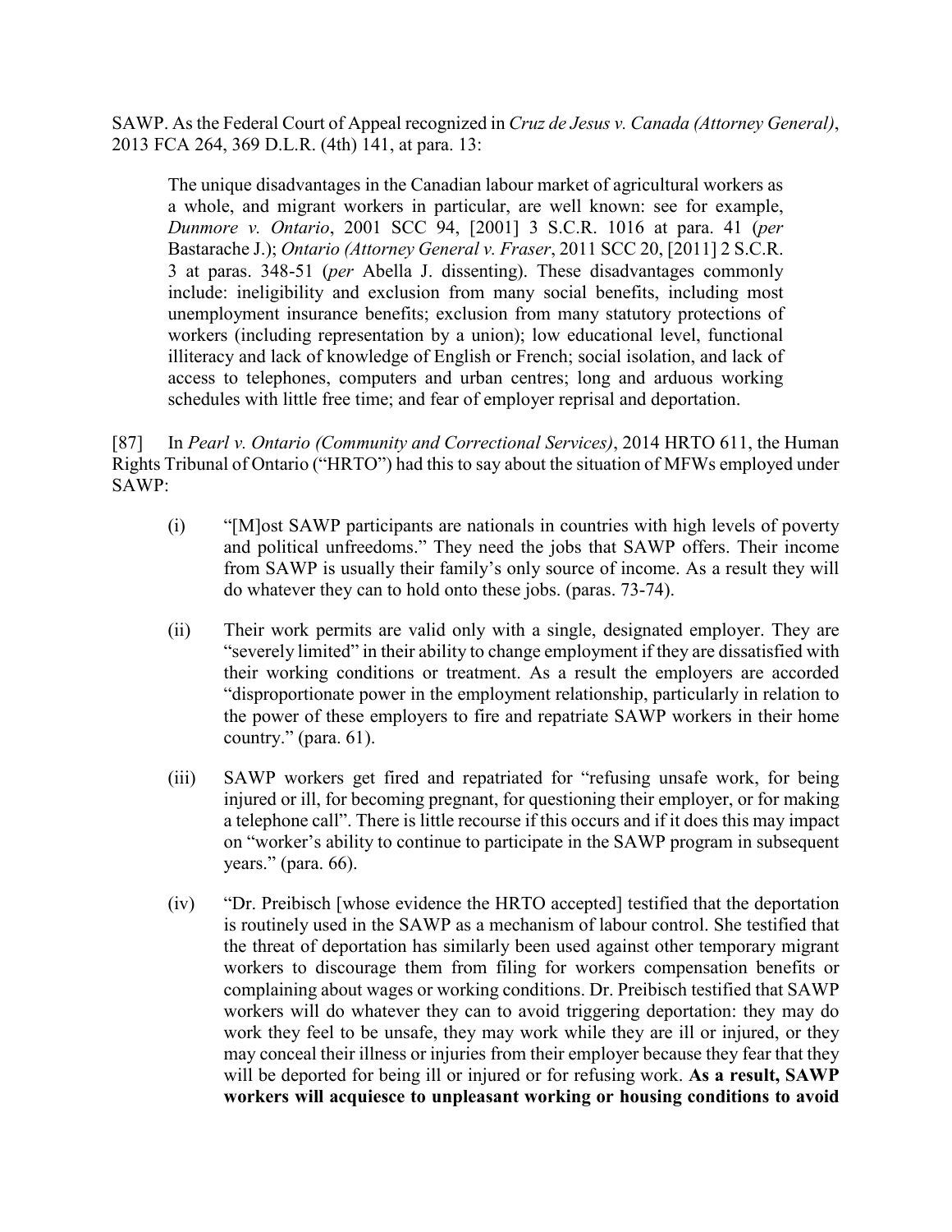SAWP. As the Federal Court of Appeal recognized in *Cruz de Jesus v. Canada (Attorney General)*, 2013 FCA 264, 369 D.L.R. (4th) 141, at para. 13:

> The unique disadvantages in the Canadian labour market of agricultural workers as a whole, and migrant workers in particular, are well known: see for example, *Dunmore v. Ontario*, 2001 SCC 94, [2001] 3 S.C.R. 1016 at para. 41 (*per* Bastarache J.); *Ontario (Attorney General v. Fraser*, 2011 SCC 20, [2011] 2 S.C.R. 3 at paras. 348-51 (*per* Abella J. dissenting). These disadvantages commonly include: ineligibility and exclusion from many social benefits, including most unemployment insurance benefits; exclusion from many statutory protections of workers (including representation by a union); low educational level, functional illiteracy and lack of knowledge of English or French; social isolation, and lack of access to telephones, computers and urban centres; long and arduous working schedules with little free time; and fear of employer reprisal and deportation.

[87] In *Pearl v. Ontario (Community and Correctional Services)*, 2014 HRTO 611, the Human Rights Tribunal of Ontario ("HRTO") had this to say about the situation of MFWs employed under SAWP:

(i) "[M]ost SAWP participants are nationals in countries with high levels of poverty and political unfreedoms." They need the jobs that SAWP offers. Their income from SAWP is usually their family's only source of income. As a result they will do whatever they can to hold onto these jobs. (paras. 73-74).

(ii) Their work permits are valid only with a single, designated employer. They are "severely limited" in their ability to change employment if they are dissatisfied with their working conditions or treatment. As a result the employers are accorded "disproportionate power in the employment relationship, particularly in relation to the power of these employers to fire and repatriate SAWP workers in their home country." (para. 61).

(iii) SAWP workers get fired and repatriated for "refusing unsafe work, for being injured or ill, for becoming pregnant, for questioning their employer, or for making a telephone call". There is little recourse if this occurs and if it does this may impact on "worker's ability to continue to participate in the SAWP program in subsequent years." (para. 66).

(iv) "Dr. Preibisch [whose evidence the HRTO accepted] testified that the deportation is routinely used in the SAWP as a mechanism of labour control. She testified that the threat of deportation has similarly been used against other temporary migrant workers to discourage them from filing for workers compensation benefits or complaining about wages or working conditions. Dr. Preibisch testified that SAWP workers will do whatever they can to avoid triggering deportation: they may do work they feel to be unsafe, they may work while they are ill or injured, or they may conceal their illness or injuries from their employer because they fear that they will be deported for being ill or injured or for refusing work. **As a result, SAWP workers will acquiesce to unpleasant working or housing conditions to avoid**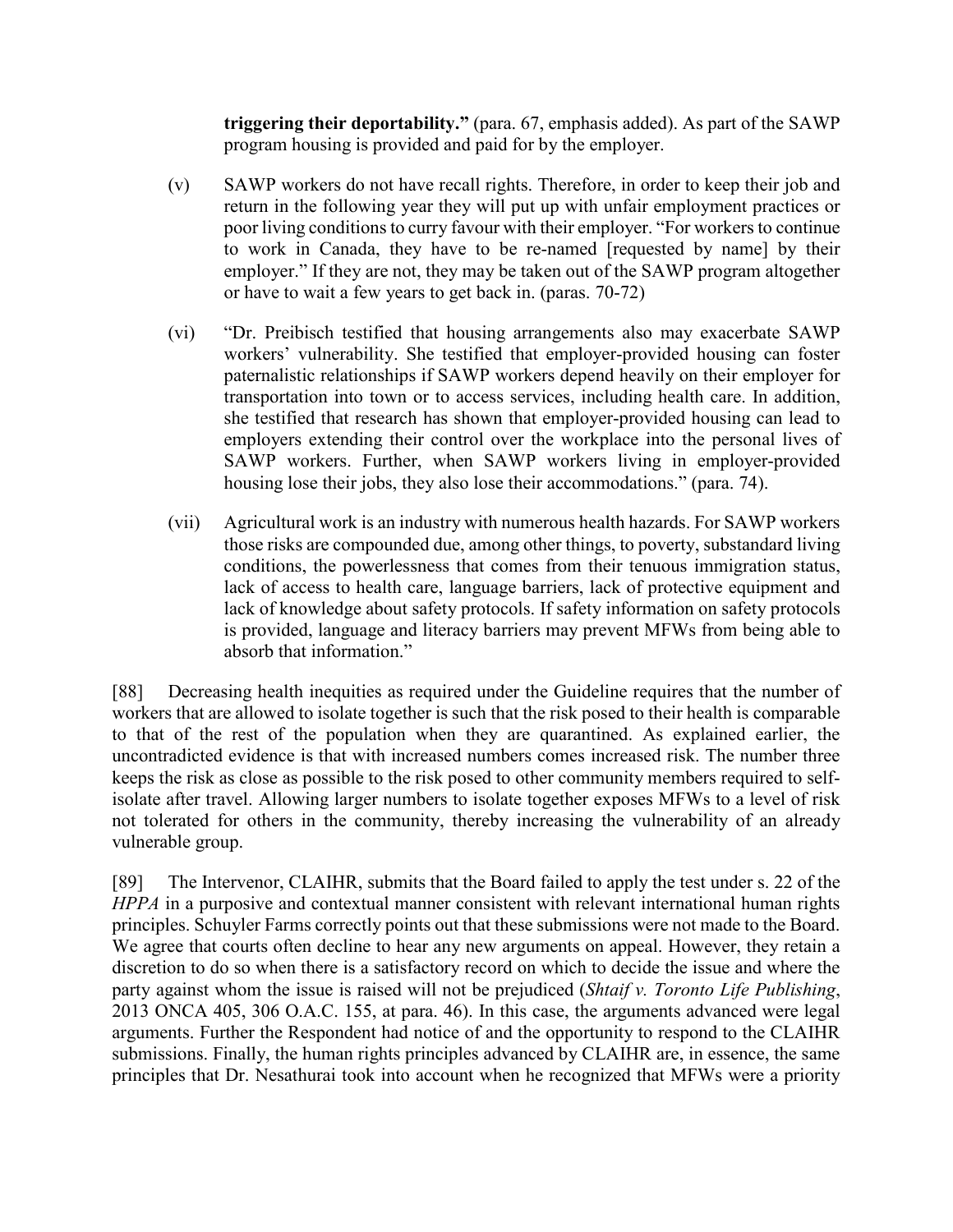**triggering their deportability."** (para. 67, emphasis added). As part of the SAWP program housing is provided and paid for by the employer.

(v) SAWP workers do not have recall rights. Therefore, in order to keep their job and return in the following year they will put up with unfair employment practices or poor living conditions to curry favour with their employer. "For workers to continue to work in Canada, they have to be re-named [requested by name] by their employer." If they are not, they may be taken out of the SAWP program altogether or have to wait a few years to get back in. (paras. 70-72)

(vi) "Dr. Preibisch testified that housing arrangements also may exacerbate SAWP workers' vulnerability. She testified that employer-provided housing can foster paternalistic relationships if SAWP workers depend heavily on their employer for transportation into town or to access services, including health care. In addition, she testified that research has shown that employer-provided housing can lead to employers extending their control over the workplace into the personal lives of SAWP workers. Further, when SAWP workers living in employer-provided housing lose their jobs, they also lose their accommodations." (para. 74).

(vii) Agricultural work is an industry with numerous health hazards. For SAWP workers those risks are compounded due, among other things, to poverty, substandard living conditions, the powerlessness that comes from their tenuous immigration status, lack of access to health care, language barriers, lack of protective equipment and lack of knowledge about safety protocols. If safety information on safety protocols is provided, language and literacy barriers may prevent MFWs from being able to absorb that information."

[88] Decreasing health inequities as required under the Guideline requires that the number of workers that are allowed to isolate together is such that the risk posed to their health is comparable to that of the rest of the population when they are quarantined. As explained earlier, the uncontradicted evidence is that with increased numbers comes increased risk. The number three keeps the risk as close as possible to the risk posed to other community members required to self-isolate after travel. Allowing larger numbers to isolate together exposes MFWs to a level of risk not tolerated for others in the community, thereby increasing the vulnerability of an already vulnerable group.

[89] The Intervenor, CLAIHR, submits that the Board failed to apply the test under s. 22 of the *HPPA* in a purposive and contextual manner consistent with relevant international human rights principles. Schuyler Farms correctly points out that these submissions were not made to the Board. We agree that courts often decline to hear any new arguments on appeal. However, they retain a discretion to do so when there is a satisfactory record on which to decide the issue and where the party against whom the issue is raised will not be prejudiced (*Shtaif v. Toronto Life Publishing*, 2013 ONCA 405, 306 O.A.C. 155, at para. 46). In this case, the arguments advanced were legal arguments. Further the Respondent had notice of and the opportunity to respond to the CLAIHR submissions. Finally, the human rights principles advanced by CLAIHR are, in essence, the same principles that Dr. Nesathurai took into account when he recognized that MFWs were a priority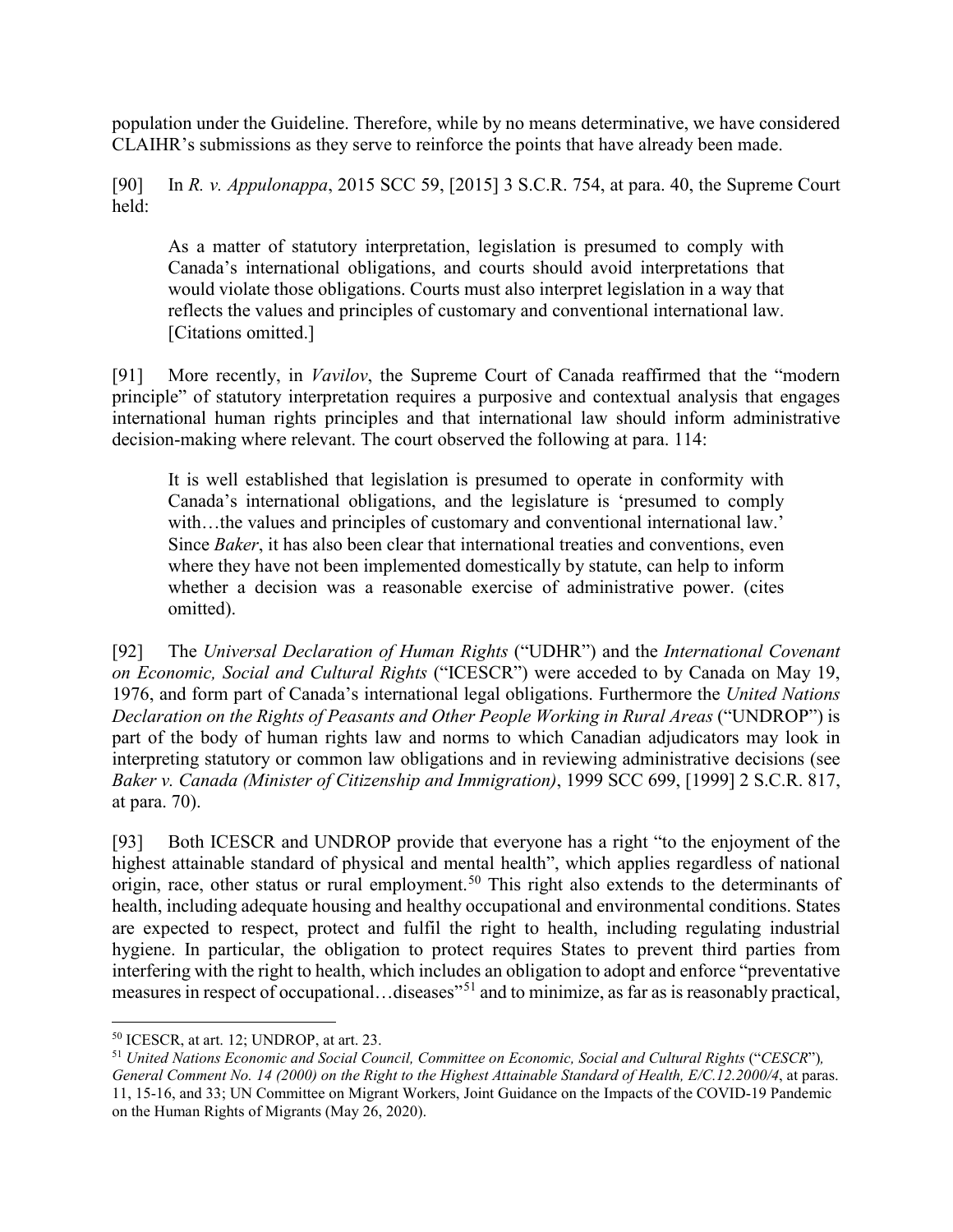population under the Guideline. Therefore, while by no means determinative, we have considered CLAIHR's submissions as they serve to reinforce the points that have already been made.

[90] In *R. v. Appulonappa*, 2015 SCC 59, [2015] 3 S.C.R. 754, at para. 40, the Supreme Court held:

> As a matter of statutory interpretation, legislation is presumed to comply with Canada's international obligations, and courts should avoid interpretations that would violate those obligations. Courts must also interpret legislation in a way that reflects the values and principles of customary and conventional international law. [Citations omitted.]

[91] More recently, in *Vavilov*, the Supreme Court of Canada reaffirmed that the "modern principle" of statutory interpretation requires a purposive and contextual analysis that engages international human rights principles and that international law should inform administrative decision-making where relevant. The court observed the following at para. 114:

> It is well established that legislation is presumed to operate in conformity with Canada's international obligations, and the legislature is 'presumed to comply with…the values and principles of customary and conventional international law.' Since *Baker*, it has also been clear that international treaties and conventions, even where they have not been implemented domestically by statute, can help to inform whether a decision was a reasonable exercise of administrative power. (cites omitted).

[92] The *Universal Declaration of Human Rights* ("UDHR") and the *International Covenant on Economic, Social and Cultural Rights* ("ICESCR") were acceded to by Canada on May 19, 1976, and form part of Canada's international legal obligations. Furthermore the *United Nations Declaration on the Rights of Peasants and Other People Working in Rural Areas* ("UNDROP") is part of the body of human rights law and norms to which Canadian adjudicators may look in interpreting statutory or common law obligations and in reviewing administrative decisions (see *Baker v. Canada (Minister of Citizenship and Immigration)*, 1999 SCC 699, [1999] 2 S.C.R. 817, at para. 70).

[93] Both ICESCR and UNDROP provide that everyone has a right "to the enjoyment of the highest attainable standard of physical and mental health", which applies regardless of national origin, race, other status or rural employment.[50] This right also extends to the determinants of health, including adequate housing and healthy occupational and environmental conditions. States are expected to respect, protect and fulfil the right to health, including regulating industrial hygiene. In particular, the obligation to protect requires States to prevent third parties from interfering with the right to health, which includes an obligation to adopt and enforce "preventative measures in respect of occupational…diseases"[51] and to minimize, as far as is reasonably practical,

---

[50] ICESCR, at art. 12; UNDROP, at art. 23.

[51] *United Nations Economic and Social Council, Committee on Economic, Social and Cultural Rights* ("*CESCR*"), *General Comment No. 14 (2000) on the Right to the Highest Attainable Standard of Health, E/C.12.2000/4*, at paras. 11, 15-16, and 33; UN Committee on Migrant Workers, Joint Guidance on the Impacts of the COVID-19 Pandemic on the Human Rights of Migrants (May 26, 2020).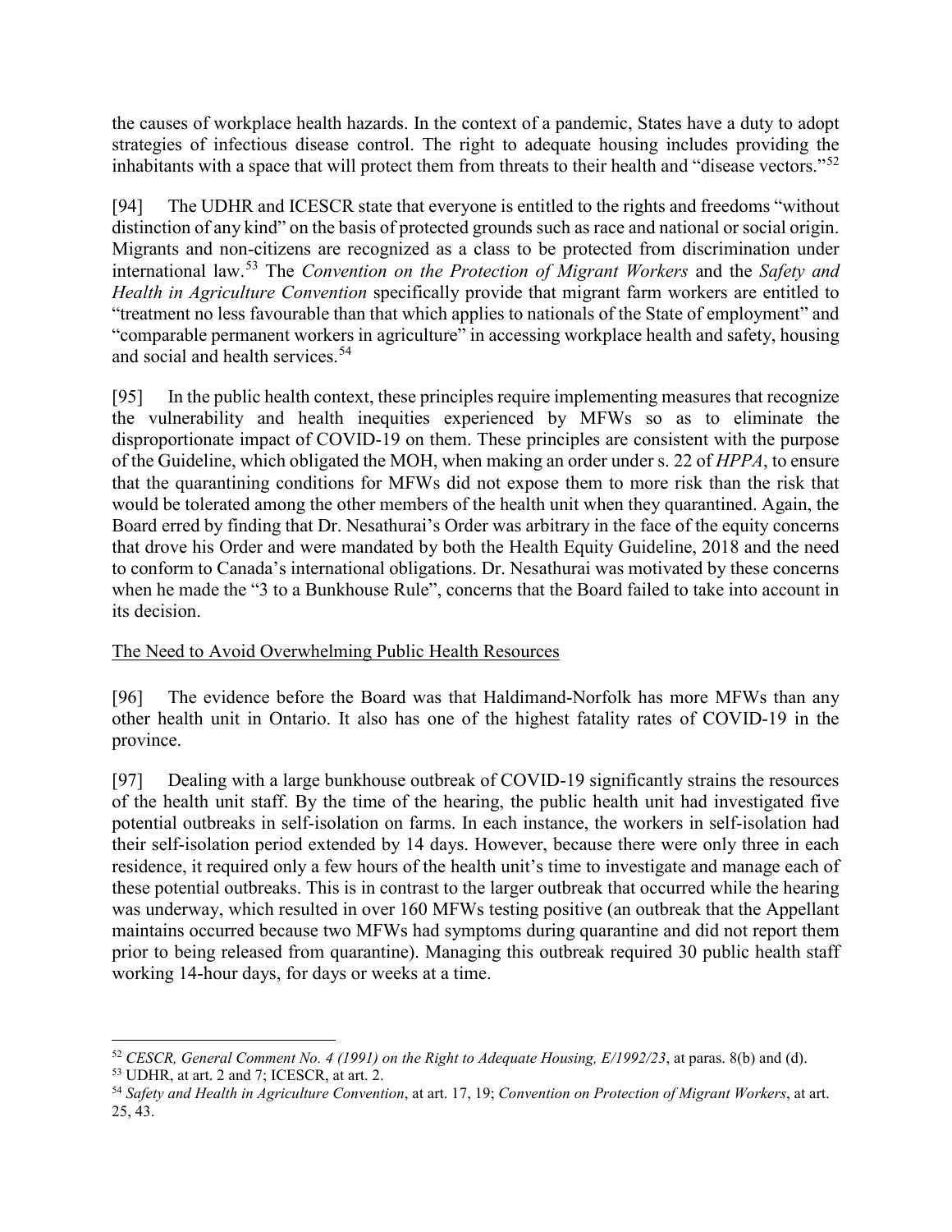the causes of workplace health hazards. In the context of a pandemic, States have a duty to adopt strategies of infectious disease control. The right to adequate housing includes providing the inhabitants with a space that will protect them from threats to their health and "disease vectors."[52]

[94] The UDHR and ICESCR state that everyone is entitled to the rights and freedoms "without distinction of any kind" on the basis of protected grounds such as race and national or social origin. Migrants and non-citizens are recognized as a class to be protected from discrimination under international law.[53] The *Convention on the Protection of Migrant Workers* and the *Safety and Health in Agriculture Convention* specifically provide that migrant farm workers are entitled to "treatment no less favourable than that which applies to nationals of the State of employment" and "comparable permanent workers in agriculture" in accessing workplace health and safety, housing and social and health services.[54]

[95] In the public health context, these principles require implementing measures that recognize the vulnerability and health inequities experienced by MFWs so as to eliminate the disproportionate impact of COVID-19 on them. These principles are consistent with the purpose of the Guideline, which obligated the MOH, when making an order under s. 22 of *HPPA*, to ensure that the quarantining conditions for MFWs did not expose them to more risk than the risk that would be tolerated among the other members of the health unit when they quarantined. Again, the Board erred by finding that Dr. Nesathurai's Order was arbitrary in the face of the equity concerns that drove his Order and were mandated by both the Health Equity Guideline, 2018 and the need to conform to Canada's international obligations. Dr. Nesathurai was motivated by these concerns when he made the "3 to a Bunkhouse Rule", concerns that the Board failed to take into account in its decision.

<u>The Need to Avoid Overwhelming Public Health Resources</u>

[96] The evidence before the Board was that Haldimand-Norfolk has more MFWs than any other health unit in Ontario. It also has one of the highest fatality rates of COVID-19 in the province.

[97] Dealing with a large bunkhouse outbreak of COVID-19 significantly strains the resources of the health unit staff. By the time of the hearing, the public health unit had investigated five potential outbreaks in self-isolation on farms. In each instance, the workers in self-isolation had their self-isolation period extended by 14 days. However, because there were only three in each residence, it required only a few hours of the health unit's time to investigate and manage each of these potential outbreaks. This is in contrast to the larger outbreak that occurred while the hearing was underway, which resulted in over 160 MFWs testing positive (an outbreak that the Appellant maintains occurred because two MFWs had symptoms during quarantine and did not report them prior to being released from quarantine). Managing this outbreak required 30 public health staff working 14-hour days, for days or weeks at a time.

---

[52] *CESCR, General Comment No. 4 (1991) on the Right to Adequate Housing, E/1992/23*, at paras. 8(b) and (d).

[53] UDHR, at art. 2 and 7; ICESCR, at art. 2.

[54] *Safety and Health in Agriculture Convention*, at art. 17, 19; *Convention on Protection of Migrant Workers*, at art. 25, 43.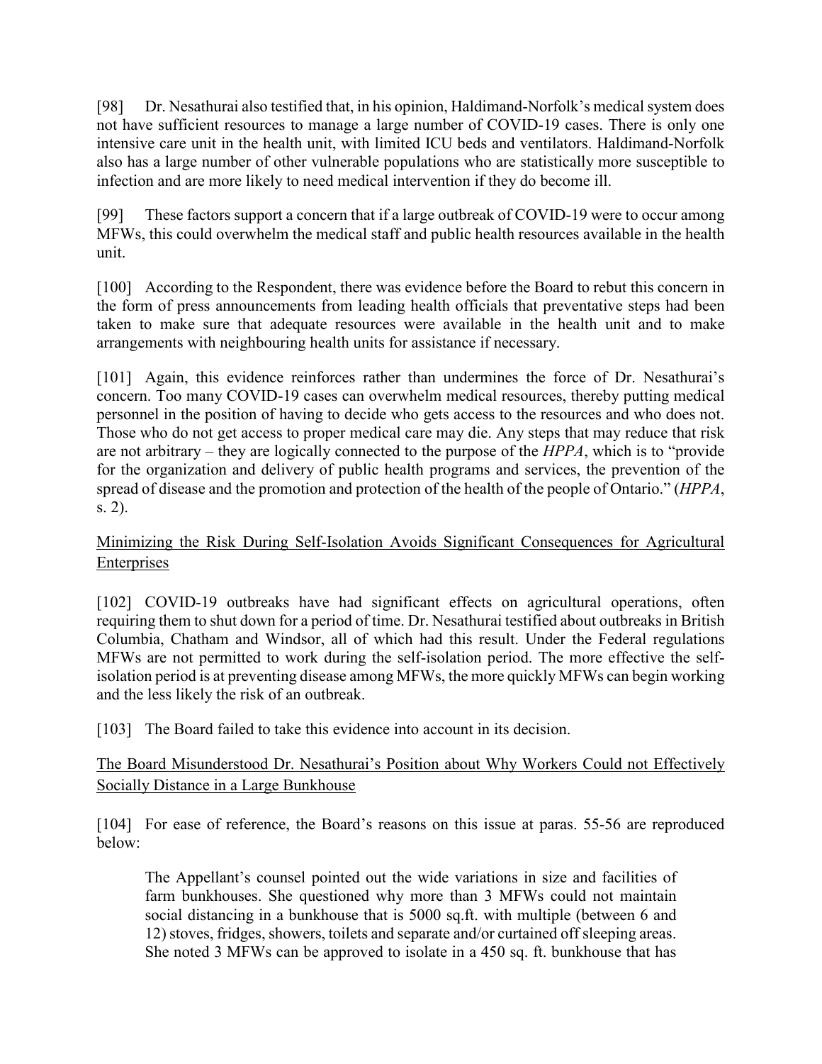[98] Dr. Nesathurai also testified that, in his opinion, Haldimand-Norfolk's medical system does not have sufficient resources to manage a large number of COVID-19 cases. There is only one intensive care unit in the health unit, with limited ICU beds and ventilators. Haldimand-Norfolk also has a large number of other vulnerable populations who are statistically more susceptible to infection and are more likely to need medical intervention if they do become ill.

[99] These factors support a concern that if a large outbreak of COVID-19 were to occur among MFWs, this could overwhelm the medical staff and public health resources available in the health unit.

[100] According to the Respondent, there was evidence before the Board to rebut this concern in the form of press announcements from leading health officials that preventative steps had been taken to make sure that adequate resources were available in the health unit and to make arrangements with neighbouring health units for assistance if necessary.

[101] Again, this evidence reinforces rather than undermines the force of Dr. Nesathurai's concern. Too many COVID-19 cases can overwhelm medical resources, thereby putting medical personnel in the position of having to decide who gets access to the resources and who does not. Those who do not get access to proper medical care may die. Any steps that may reduce that risk are not arbitrary – they are logically connected to the purpose of the *HPPA*, which is to "provide for the organization and delivery of public health programs and services, the prevention of the spread of disease and the promotion and protection of the health of the people of Ontario." (*HPPA*, s. 2).

<u>Minimizing the Risk During Self-Isolation Avoids Significant Consequences for Agricultural Enterprises</u>

[102] COVID-19 outbreaks have had significant effects on agricultural operations, often requiring them to shut down for a period of time. Dr. Nesathurai testified about outbreaks in British Columbia, Chatham and Windsor, all of which had this result. Under the Federal regulations MFWs are not permitted to work during the self-isolation period. The more effective the self-isolation period is at preventing disease among MFWs, the more quickly MFWs can begin working and the less likely the risk of an outbreak.

[103] The Board failed to take this evidence into account in its decision.

<u>The Board Misunderstood Dr. Nesathurai's Position about Why Workers Could not Effectively Socially Distance in a Large Bunkhouse</u>

[104] For ease of reference, the Board's reasons on this issue at paras. 55-56 are reproduced below:

> The Appellant's counsel pointed out the wide variations in size and facilities of farm bunkhouses. She questioned why more than 3 MFWs could not maintain social distancing in a bunkhouse that is 5000 sq.ft. with multiple (between 6 and 12) stoves, fridges, showers, toilets and separate and/or curtained off sleeping areas. She noted 3 MFWs can be approved to isolate in a 450 sq. ft. bunkhouse that has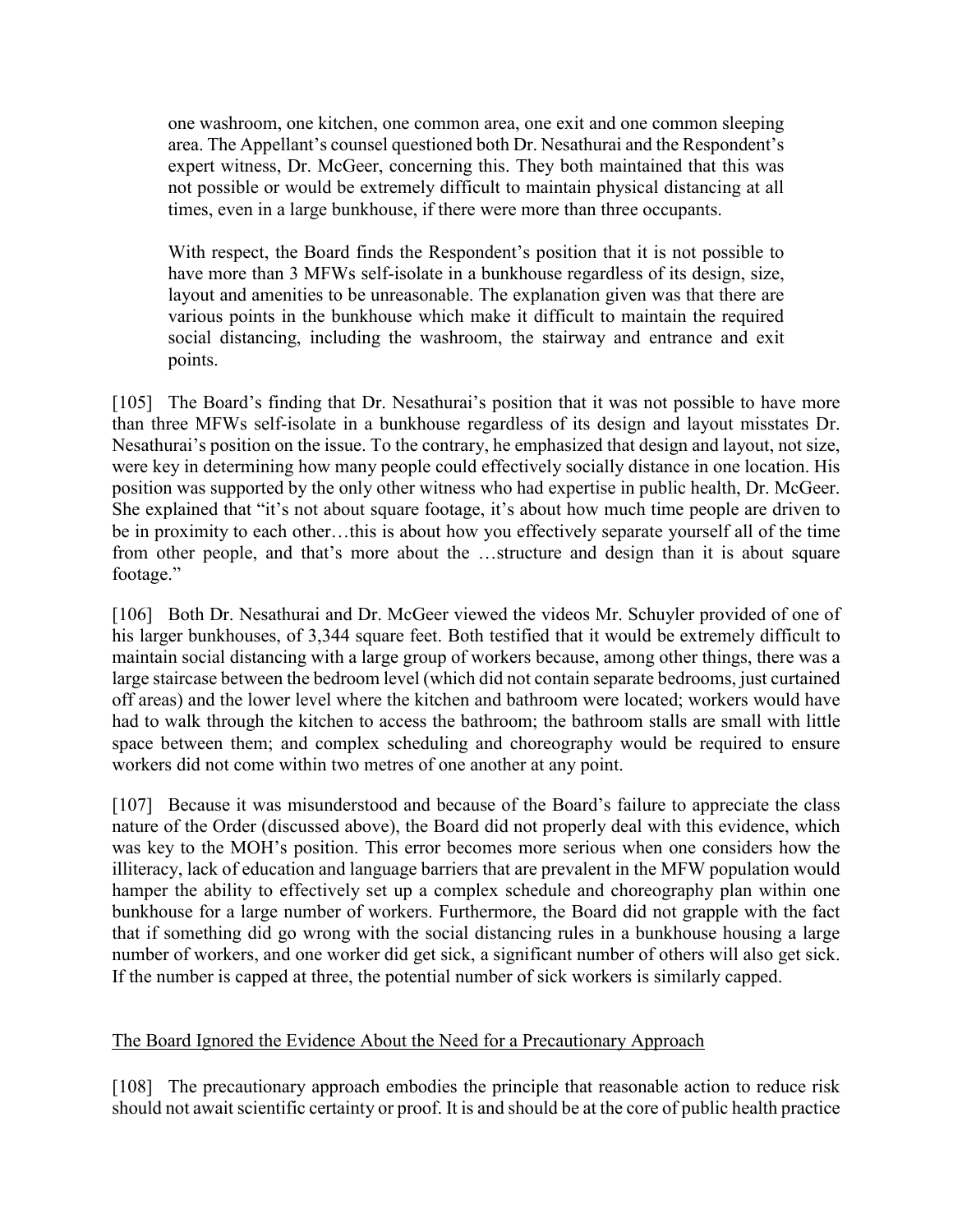> one washroom, one kitchen, one common area, one exit and one common sleeping area. The Appellant's counsel questioned both Dr. Nesathurai and the Respondent's expert witness, Dr. McGeer, concerning this. They both maintained that this was not possible or would be extremely difficult to maintain physical distancing at all times, even in a large bunkhouse, if there were more than three occupants.
>
> With respect, the Board finds the Respondent's position that it is not possible to have more than 3 MFWs self-isolate in a bunkhouse regardless of its design, size, layout and amenities to be unreasonable. The explanation given was that there are various points in the bunkhouse which make it difficult to maintain the required social distancing, including the washroom, the stairway and entrance and exit points.

[105] The Board's finding that Dr. Nesathurai's position that it was not possible to have more than three MFWs self-isolate in a bunkhouse regardless of its design and layout misstates Dr. Nesathurai's position on the issue. To the contrary, he emphasized that design and layout, not size, were key in determining how many people could effectively socially distance in one location. His position was supported by the only other witness who had expertise in public health, Dr. McGeer. She explained that "it's not about square footage, it's about how much time people are driven to be in proximity to each other…this is about how you effectively separate yourself all of the time from other people, and that's more about the …structure and design than it is about square footage."

[106] Both Dr. Nesathurai and Dr. McGeer viewed the videos Mr. Schuyler provided of one of his larger bunkhouses, of 3,344 square feet. Both testified that it would be extremely difficult to maintain social distancing with a large group of workers because, among other things, there was a large staircase between the bedroom level (which did not contain separate bedrooms, just curtained off areas) and the lower level where the kitchen and bathroom were located; workers would have had to walk through the kitchen to access the bathroom; the bathroom stalls are small with little space between them; and complex scheduling and choreography would be required to ensure workers did not come within two metres of one another at any point.

[107] Because it was misunderstood and because of the Board's failure to appreciate the class nature of the Order (discussed above), the Board did not properly deal with this evidence, which was key to the MOH's position. This error becomes more serious when one considers how the illiteracy, lack of education and language barriers that are prevalent in the MFW population would hamper the ability to effectively set up a complex schedule and choreography plan within one bunkhouse for a large number of workers. Furthermore, the Board did not grapple with the fact that if something did go wrong with the social distancing rules in a bunkhouse housing a large number of workers, and one worker did get sick, a significant number of others will also get sick. If the number is capped at three, the potential number of sick workers is similarly capped.

<u>The Board Ignored the Evidence About the Need for a Precautionary Approach</u>

[108] The precautionary approach embodies the principle that reasonable action to reduce risk should not await scientific certainty or proof. It is and should be at the core of public health practice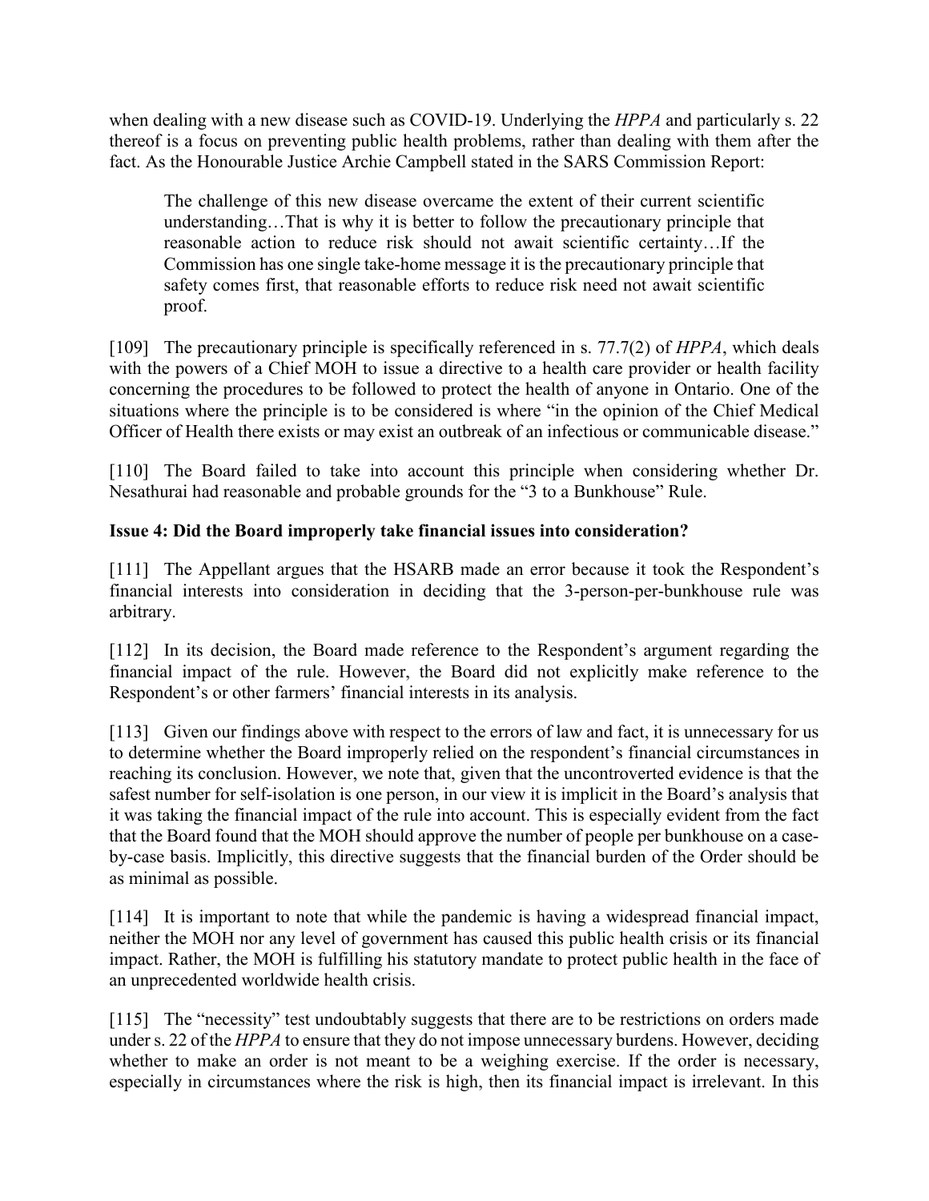when dealing with a new disease such as COVID-19. Underlying the *HPPA* and particularly s. 22 thereof is a focus on preventing public health problems, rather than dealing with them after the fact. As the Honourable Justice Archie Campbell stated in the SARS Commission Report:

> The challenge of this new disease overcame the extent of their current scientific understanding…That is why it is better to follow the precautionary principle that reasonable action to reduce risk should not await scientific certainty…If the Commission has one single take-home message it is the precautionary principle that safety comes first, that reasonable efforts to reduce risk need not await scientific proof.

[109] The precautionary principle is specifically referenced in s. 77.7(2) of *HPPA*, which deals with the powers of a Chief MOH to issue a directive to a health care provider or health facility concerning the procedures to be followed to protect the health of anyone in Ontario. One of the situations where the principle is to be considered is where "in the opinion of the Chief Medical Officer of Health there exists or may exist an outbreak of an infectious or communicable disease."

[110] The Board failed to take into account this principle when considering whether Dr. Nesathurai had reasonable and probable grounds for the "3 to a Bunkhouse" Rule.

**Issue 4: Did the Board improperly take financial issues into consideration?**

[111] The Appellant argues that the HSARB made an error because it took the Respondent's financial interests into consideration in deciding that the 3-person-per-bunkhouse rule was arbitrary.

[112] In its decision, the Board made reference to the Respondent's argument regarding the financial impact of the rule. However, the Board did not explicitly make reference to the Respondent's or other farmers' financial interests in its analysis.

[113] Given our findings above with respect to the errors of law and fact, it is unnecessary for us to determine whether the Board improperly relied on the respondent's financial circumstances in reaching its conclusion. However, we note that, given that the uncontroverted evidence is that the safest number for self-isolation is one person, in our view it is implicit in the Board's analysis that it was taking the financial impact of the rule into account. This is especially evident from the fact that the Board found that the MOH should approve the number of people per bunkhouse on a case-by-case basis. Implicitly, this directive suggests that the financial burden of the Order should be as minimal as possible.

[114] It is important to note that while the pandemic is having a widespread financial impact, neither the MOH nor any level of government has caused this public health crisis or its financial impact. Rather, the MOH is fulfilling his statutory mandate to protect public health in the face of an unprecedented worldwide health crisis.

[115] The "necessity" test undoubtably suggests that there are to be restrictions on orders made under s. 22 of the *HPPA* to ensure that they do not impose unnecessary burdens. However, deciding whether to make an order is not meant to be a weighing exercise. If the order is necessary, especially in circumstances where the risk is high, then its financial impact is irrelevant. In this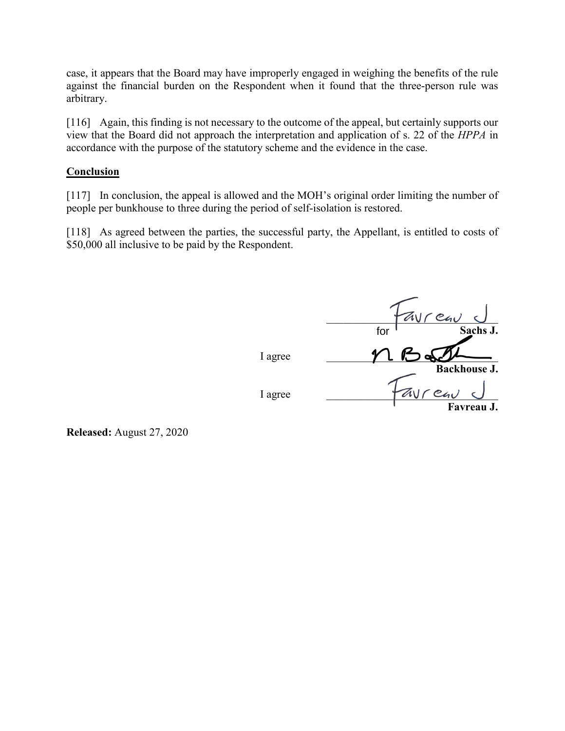case, it appears that the Board may have improperly engaged in weighing the benefits of the rule against the financial burden on the Respondent when it found that the three-person rule was arbitrary.

[116] Again, this finding is not necessary to the outcome of the appeal, but certainly supports our view that the Board did not approach the interpretation and application of s. 22 of the *HPPA* in accordance with the purpose of the statutory scheme and the evidence in the case.

**Conclusion**

[117] In conclusion, the appeal is allowed and the MOH's original order limiting the number of people per bunkhouse to three during the period of self-isolation is restored.

[118] As agreed between the parties, the successful party, the Appellant, is entitled to costs of $50,000 all inclusive to be paid by the Respondent.

Favreau J for **Sachs J.**

I agree **Backhouse J.**

I agree Favreau J **Favreau J.**

**Released:** August 27, 2020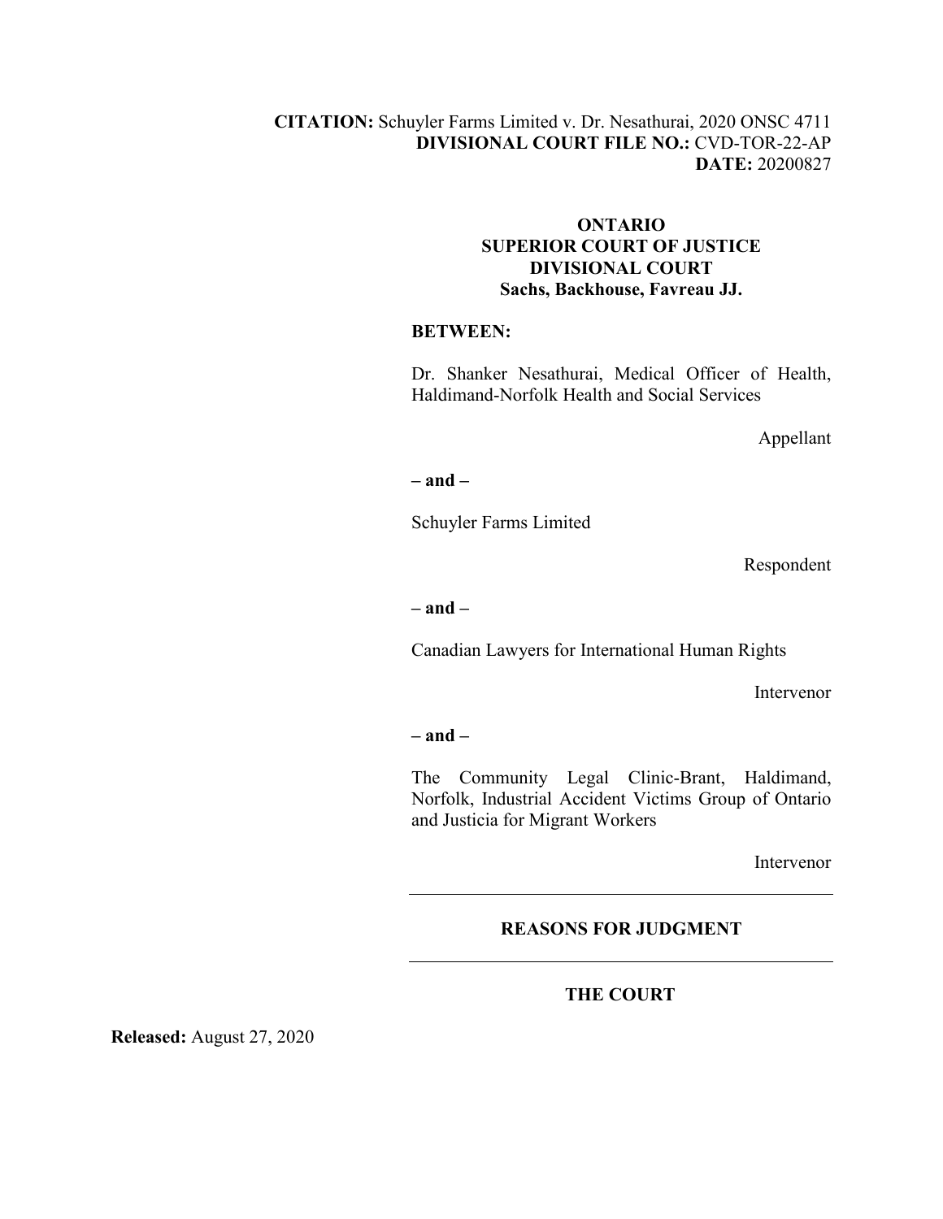**CITATION:** Schuyler Farms Limited v. Dr. Nesathurai, 2020 ONSC 4711
**DIVISIONAL COURT FILE NO.:** CVD-TOR-22-AP
**DATE:** 20200827

**ONTARIO**
**SUPERIOR COURT OF JUSTICE**
**DIVISIONAL COURT**
**Sachs, Backhouse, Favreau JJ.**

**BETWEEN:**

Dr. Shanker Nesathurai, Medical Officer of Health, Haldimand-Norfolk Health and Social Services

Appellant

**– and –**

Schuyler Farms Limited

Respondent

**– and –**

Canadian Lawyers for International Human Rights

Intervenor

**– and –**

The Community Legal Clinic-Brant, Haldimand, Norfolk, Industrial Accident Victims Group of Ontario and Justicia for Migrant Workers

Intervenor

---

**REASONS FOR JUDGMENT**

---

**THE COURT**

**Released:** August 27, 2020